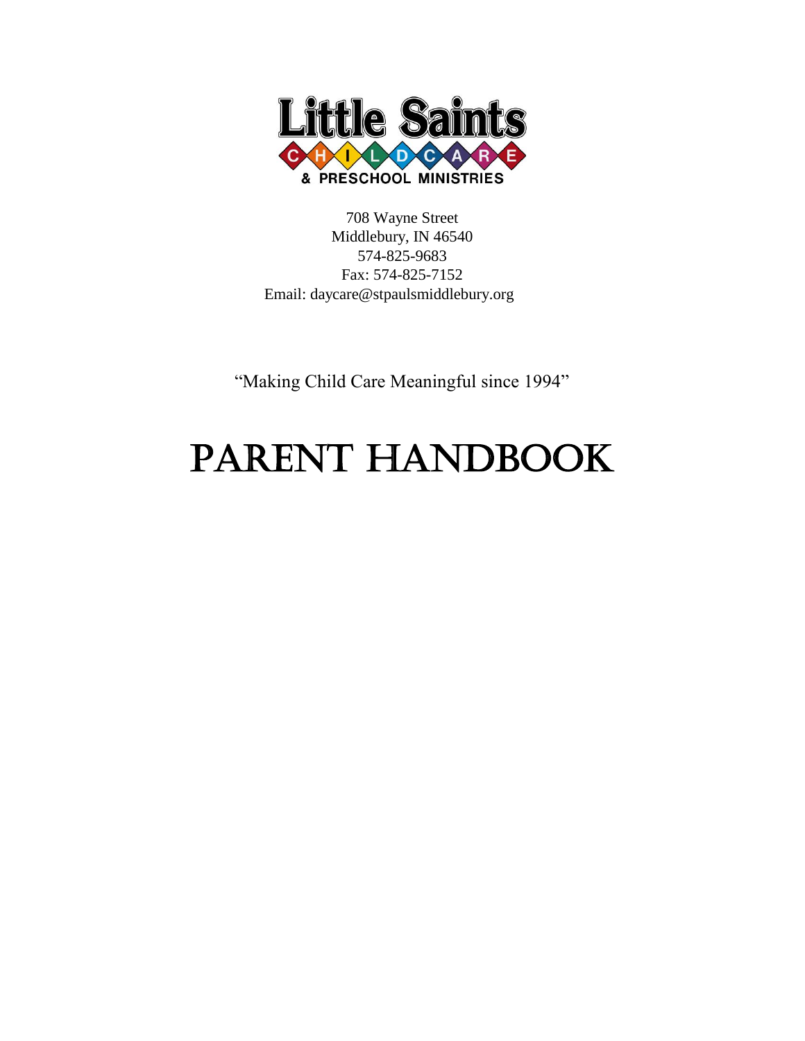# Little Saints

CHILDCARE

& PRESCHOOL MINISTRIES

708 Wayne Street
Middlebury, IN 46540
574-825-9683
Fax: 574-825-7152
Email: daycare@stpaulsmiddlebury.org

"Making Child Care Meaningful since 1994"

# PARENT HANDBOOK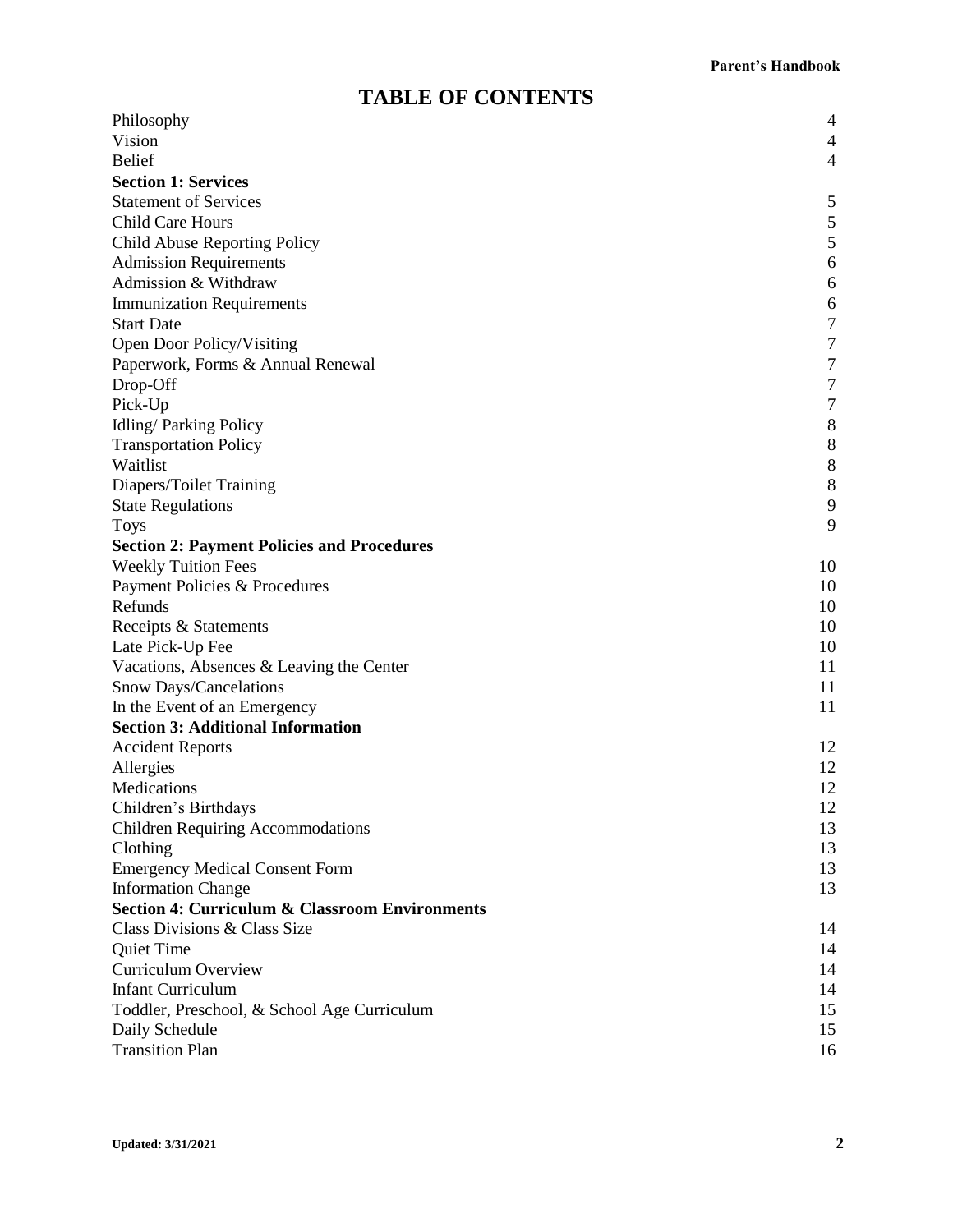# TABLE OF CONTENTS

| | |
|---|---|
| Philosophy | 4 |
| Vision | 4 |
| Belief | 4 |
| **Section 1: Services** | |
| Statement of Services | 5 |
| Child Care Hours | 5 |
| Child Abuse Reporting Policy | 5 |
| Admission Requirements | 6 |
| Admission & Withdraw | 6 |
| Immunization Requirements | 6 |
| Start Date | 7 |
| Open Door Policy/Visiting | 7 |
| Paperwork, Forms & Annual Renewal | 7 |
| Drop-Off | 7 |
| Pick-Up | 7 |
| Idling/ Parking Policy | 8 |
| Transportation Policy | 8 |
| Waitlist | 8 |
| Diapers/Toilet Training | 8 |
| State Regulations | 9 |
| Toys | 9 |
| **Section 2: Payment Policies and Procedures** | |
| Weekly Tuition Fees | 10 |
| Payment Policies & Procedures | 10 |
| Refunds | 10 |
| Receipts & Statements | 10 |
| Late Pick-Up Fee | 10 |
| Vacations, Absences & Leaving the Center | 11 |
| Snow Days/Cancelations | 11 |
| In the Event of an Emergency | 11 |
| **Section 3: Additional Information** | |
| Accident Reports | 12 |
| Allergies | 12 |
| Medications | 12 |
| Children's Birthdays | 12 |
| Children Requiring Accommodations | 13 |
| Clothing | 13 |
| Emergency Medical Consent Form | 13 |
| Information Change | 13 |
| **Section 4: Curriculum & Classroom Environments** | |
| Class Divisions & Class Size | 14 |
| Quiet Time | 14 |
| Curriculum Overview | 14 |
| Infant Curriculum | 14 |
| Toddler, Preschool, & School Age Curriculum | 15 |
| Daily Schedule | 15 |
| Transition Plan | 16 |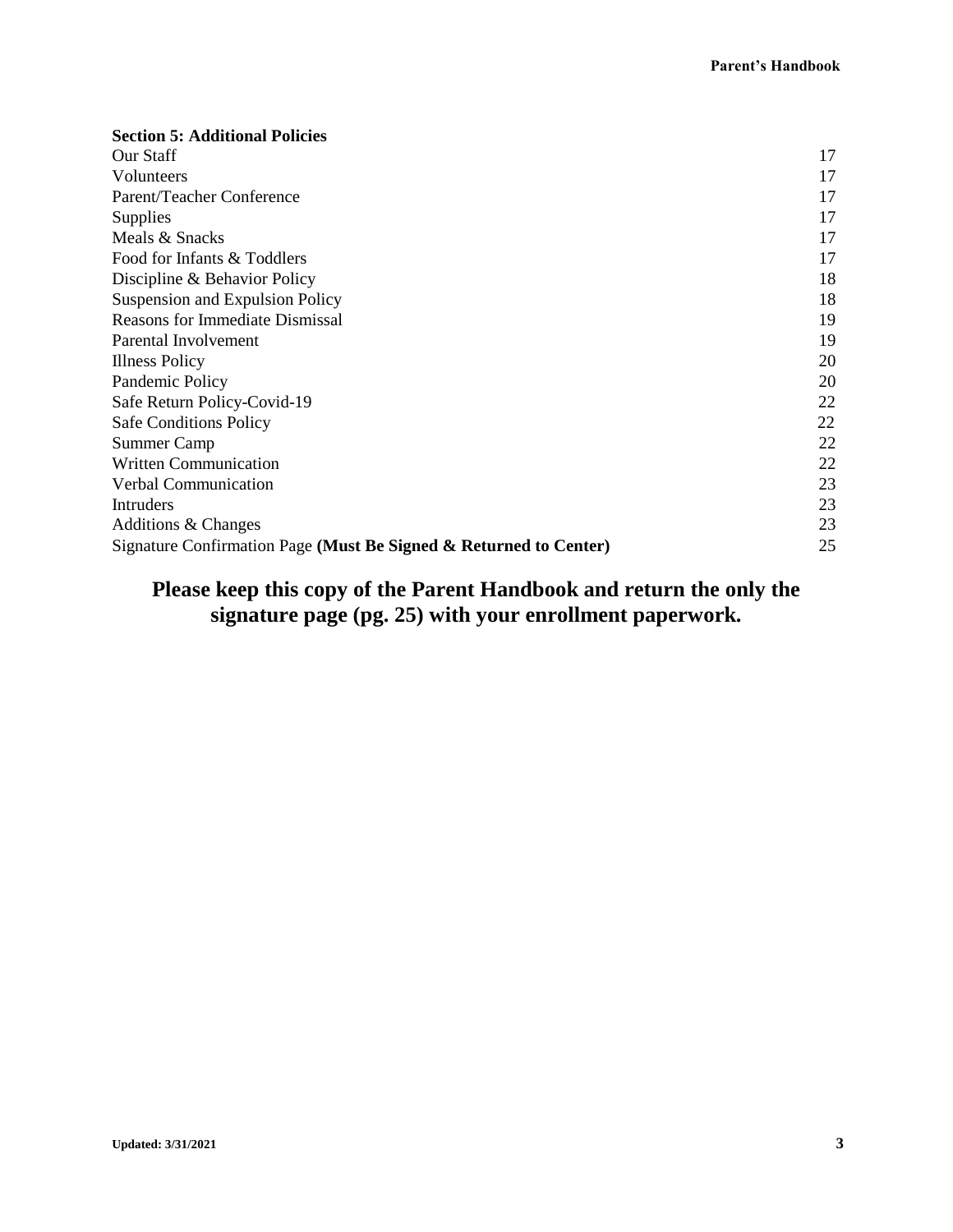**Section 5: Additional Policies**

| | |
|---|---|
| Our Staff | 17 |
| Volunteers | 17 |
| Parent/Teacher Conference | 17 |
| Supplies | 17 |
| Meals & Snacks | 17 |
| Food for Infants & Toddlers | 17 |
| Discipline & Behavior Policy | 18 |
| Suspension and Expulsion Policy | 18 |
| Reasons for Immediate Dismissal | 19 |
| Parental Involvement | 19 |
| Illness Policy | 20 |
| Pandemic Policy | 20 |
| Safe Return Policy-Covid-19 | 22 |
| Safe Conditions Policy | 22 |
| Summer Camp | 22 |
| Written Communication | 22 |
| Verbal Communication | 23 |
| Intruders | 23 |
| Additions & Changes | 23 |
| Signature Confirmation Page **(Must Be Signed & Returned to Center)** | 25 |

## Please keep this copy of the Parent Handbook and return the only the signature page (pg. 25) with your enrollment paperwork.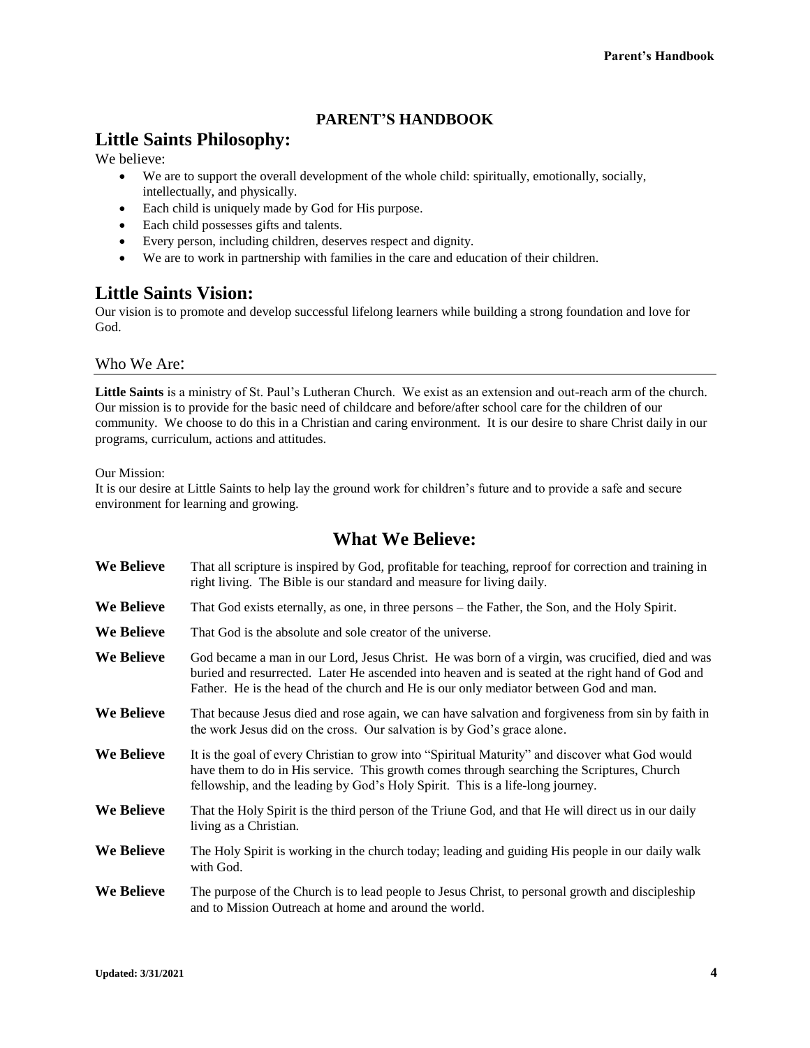**PARENT'S HANDBOOK**

## Little Saints Philosophy:

We believe:

- We are to support the overall development of the whole child: spiritually, emotionally, socially, intellectually, and physically.
- Each child is uniquely made by God for His purpose.
- Each child possesses gifts and talents.
- Every person, including children, deserves respect and dignity.
- We are to work in partnership with families in the care and education of their children.

## Little Saints Vision:

Our vision is to promote and develop successful lifelong learners while building a strong foundation and love for God.

### Who We Are:

**Little Saints** is a ministry of St. Paul's Lutheran Church. We exist as an extension and out-reach arm of the church. Our mission is to provide for the basic need of childcare and before/after school care for the children of our community. We choose to do this in a Christian and caring environment. It is our desire to share Christ daily in our programs, curriculum, actions and attitudes.

Our Mission:
It is our desire at Little Saints to help lay the ground work for children's future and to provide a safe and secure environment for learning and growing.

## What We Believe:

**We Believe** That all scripture is inspired by God, profitable for teaching, reproof for correction and training in right living. The Bible is our standard and measure for living daily.

**We Believe** That God exists eternally, as one, in three persons – the Father, the Son, and the Holy Spirit.

**We Believe** That God is the absolute and sole creator of the universe.

**We Believe** God became a man in our Lord, Jesus Christ. He was born of a virgin, was crucified, died and was buried and resurrected. Later He ascended into heaven and is seated at the right hand of God and Father. He is the head of the church and He is our only mediator between God and man.

**We Believe** That because Jesus died and rose again, we can have salvation and forgiveness from sin by faith in the work Jesus did on the cross. Our salvation is by God's grace alone.

**We Believe** It is the goal of every Christian to grow into "Spiritual Maturity" and discover what God would have them to do in His service. This growth comes through searching the Scriptures, Church fellowship, and the leading by God's Holy Spirit. This is a life-long journey.

**We Believe** That the Holy Spirit is the third person of the Triune God, and that He will direct us in our daily living as a Christian.

**We Believe** The Holy Spirit is working in the church today; leading and guiding His people in our daily walk with God.

**We Believe** The purpose of the Church is to lead people to Jesus Christ, to personal growth and discipleship and to Mission Outreach at home and around the world.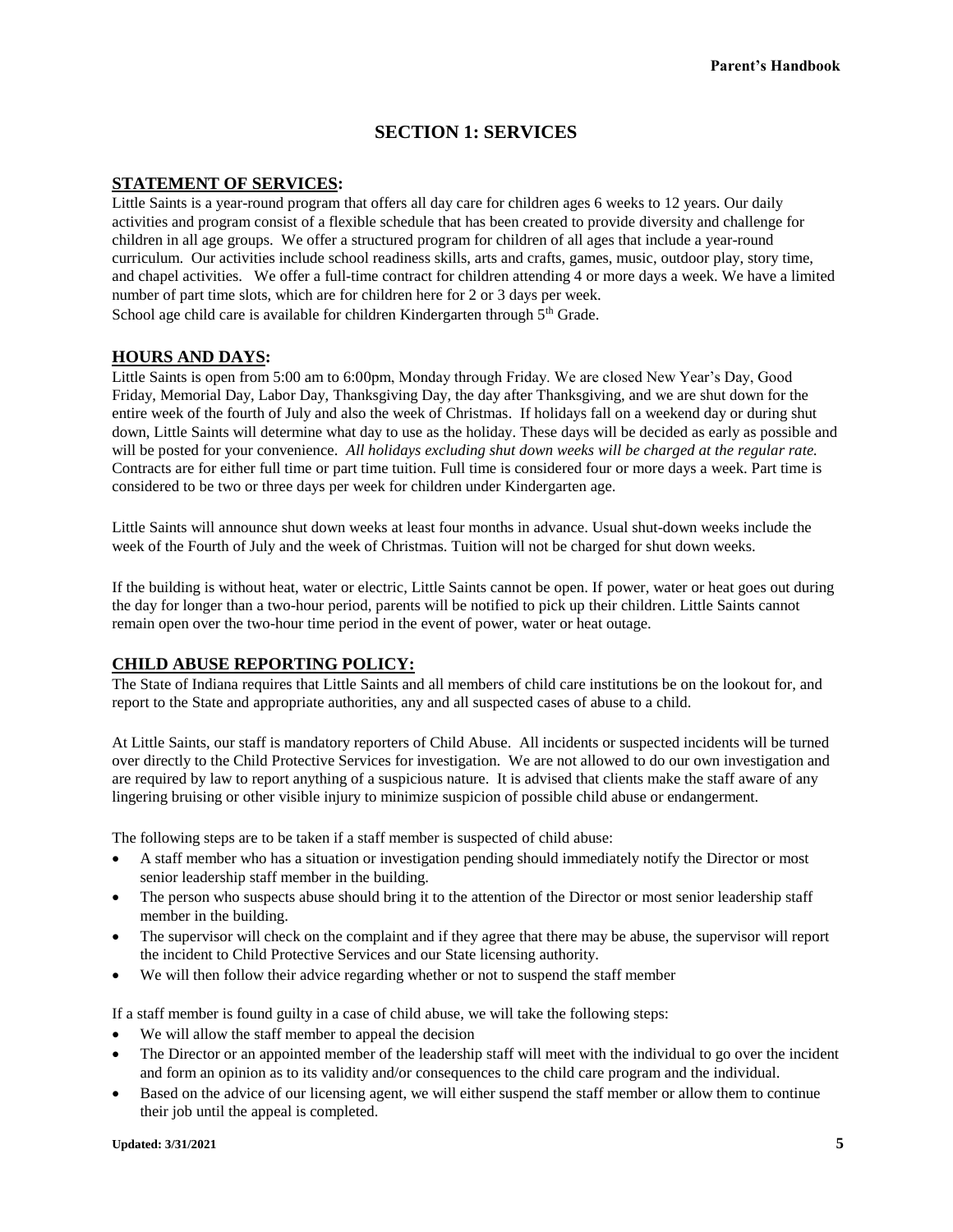# SECTION 1: SERVICES

## STATEMENT OF SERVICES:

Little Saints is a year-round program that offers all day care for children ages 6 weeks to 12 years. Our daily activities and program consist of a flexible schedule that has been created to provide diversity and challenge for children in all age groups. We offer a structured program for children of all ages that include a year-round curriculum. Our activities include school readiness skills, arts and crafts, games, music, outdoor play, story time, and chapel activities. We offer a full-time contract for children attending 4 or more days a week. We have a limited number of part time slots, which are for children here for 2 or 3 days per week.
School age child care is available for children Kindergarten through 5th Grade.

## HOURS AND DAYS:

Little Saints is open from 5:00 am to 6:00pm, Monday through Friday. We are closed New Year's Day, Good Friday, Memorial Day, Labor Day, Thanksgiving Day, the day after Thanksgiving, and we are shut down for the entire week of the fourth of July and also the week of Christmas. If holidays fall on a weekend day or during shut down, Little Saints will determine what day to use as the holiday. These days will be decided as early as possible and will be posted for your convenience. *All holidays excluding shut down weeks will be charged at the regular rate.* Contracts are for either full time or part time tuition. Full time is considered four or more days a week. Part time is considered to be two or three days per week for children under Kindergarten age.

Little Saints will announce shut down weeks at least four months in advance. Usual shut-down weeks include the week of the Fourth of July and the week of Christmas. Tuition will not be charged for shut down weeks.

If the building is without heat, water or electric, Little Saints cannot be open. If power, water or heat goes out during the day for longer than a two-hour period, parents will be notified to pick up their children. Little Saints cannot remain open over the two-hour time period in the event of power, water or heat outage.

## CHILD ABUSE REPORTING POLICY:

The State of Indiana requires that Little Saints and all members of child care institutions be on the lookout for, and report to the State and appropriate authorities, any and all suspected cases of abuse to a child.

At Little Saints, our staff is mandatory reporters of Child Abuse. All incidents or suspected incidents will be turned over directly to the Child Protective Services for investigation. We are not allowed to do our own investigation and are required by law to report anything of a suspicious nature. It is advised that clients make the staff aware of any lingering bruising or other visible injury to minimize suspicion of possible child abuse or endangerment.

The following steps are to be taken if a staff member is suspected of child abuse:

- A staff member who has a situation or investigation pending should immediately notify the Director or most senior leadership staff member in the building.
- The person who suspects abuse should bring it to the attention of the Director or most senior leadership staff member in the building.
- The supervisor will check on the complaint and if they agree that there may be abuse, the supervisor will report the incident to Child Protective Services and our State licensing authority.
- We will then follow their advice regarding whether or not to suspend the staff member

If a staff member is found guilty in a case of child abuse, we will take the following steps:

- We will allow the staff member to appeal the decision
- The Director or an appointed member of the leadership staff will meet with the individual to go over the incident and form an opinion as to its validity and/or consequences to the child care program and the individual.
- Based on the advice of our licensing agent, we will either suspend the staff member or allow them to continue their job until the appeal is completed.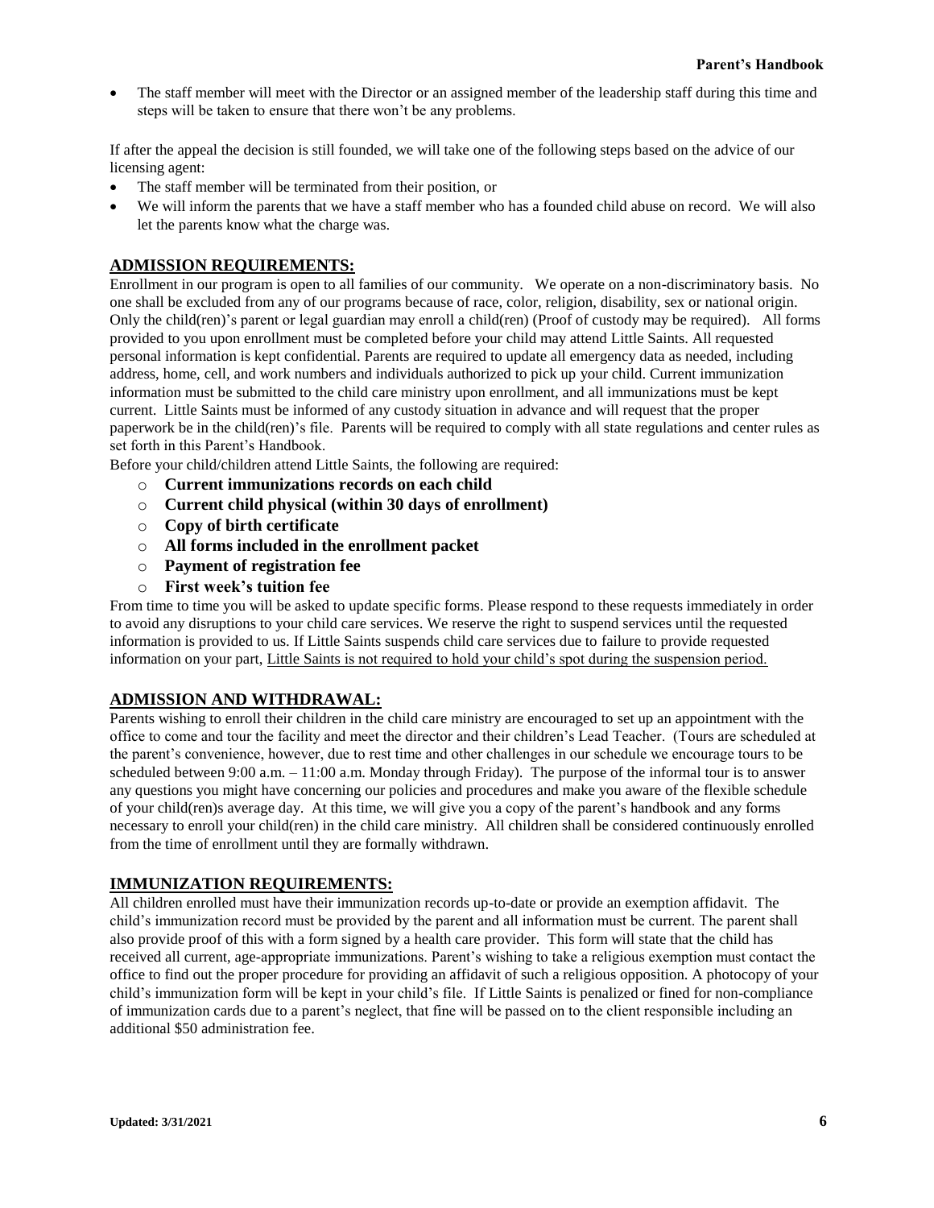- The staff member will meet with the Director or an assigned member of the leadership staff during this time and steps will be taken to ensure that there won't be any problems.

If after the appeal the decision is still founded, we will take one of the following steps based on the advice of our licensing agent:

- The staff member will be terminated from their position, or
- We will inform the parents that we have a staff member who has a founded child abuse on record. We will also let the parents know what the charge was.

## ADMISSION REQUIREMENTS:

Enrollment in our program is open to all families of our community. We operate on a non-discriminatory basis. No one shall be excluded from any of our programs because of race, color, religion, disability, sex or national origin. Only the child(ren)'s parent or legal guardian may enroll a child(ren) (Proof of custody may be required). All forms provided to you upon enrollment must be completed before your child may attend Little Saints. All requested personal information is kept confidential. Parents are required to update all emergency data as needed, including address, home, cell, and work numbers and individuals authorized to pick up your child. Current immunization information must be submitted to the child care ministry upon enrollment, and all immunizations must be kept current. Little Saints must be informed of any custody situation in advance and will request that the proper paperwork be in the child(ren)'s file. Parents will be required to comply with all state regulations and center rules as set forth in this Parent's Handbook.

Before your child/children attend Little Saints, the following are required:

- **Current immunizations records on each child**
- **Current child physical (within 30 days of enrollment)**
- **Copy of birth certificate**
- **All forms included in the enrollment packet**
- **Payment of registration fee**
- **First week's tuition fee**

From time to time you will be asked to update specific forms. Please respond to these requests immediately in order to avoid any disruptions to your child care services. We reserve the right to suspend services until the requested information is provided to us. If Little Saints suspends child care services due to failure to provide requested information on your part, <u>Little Saints is not required to hold your child's spot during the suspension period.</u>

## ADMISSION AND WITHDRAWAL:

Parents wishing to enroll their children in the child care ministry are encouraged to set up an appointment with the office to come and tour the facility and meet the director and their children's Lead Teacher. (Tours are scheduled at the parent's convenience, however, due to rest time and other challenges in our schedule we encourage tours to be scheduled between 9:00 a.m. – 11:00 a.m. Monday through Friday). The purpose of the informal tour is to answer any questions you might have concerning our policies and procedures and make you aware of the flexible schedule of your child(ren)s average day. At this time, we will give you a copy of the parent's handbook and any forms necessary to enroll your child(ren) in the child care ministry. All children shall be considered continuously enrolled from the time of enrollment until they are formally withdrawn.

## IMMUNIZATION REQUIREMENTS:

All children enrolled must have their immunization records up-to-date or provide an exemption affidavit. The child's immunization record must be provided by the parent and all information must be current. The parent shall also provide proof of this with a form signed by a health care provider. This form will state that the child has received all current, age-appropriate immunizations. Parent's wishing to take a religious exemption must contact the office to find out the proper procedure for providing an affidavit of such a religious opposition. A photocopy of your child's immunization form will be kept in your child's file. If Little Saints is penalized or fined for non-compliance of immunization cards due to a parent's neglect, that fine will be passed on to the client responsible including an additional $50 administration fee.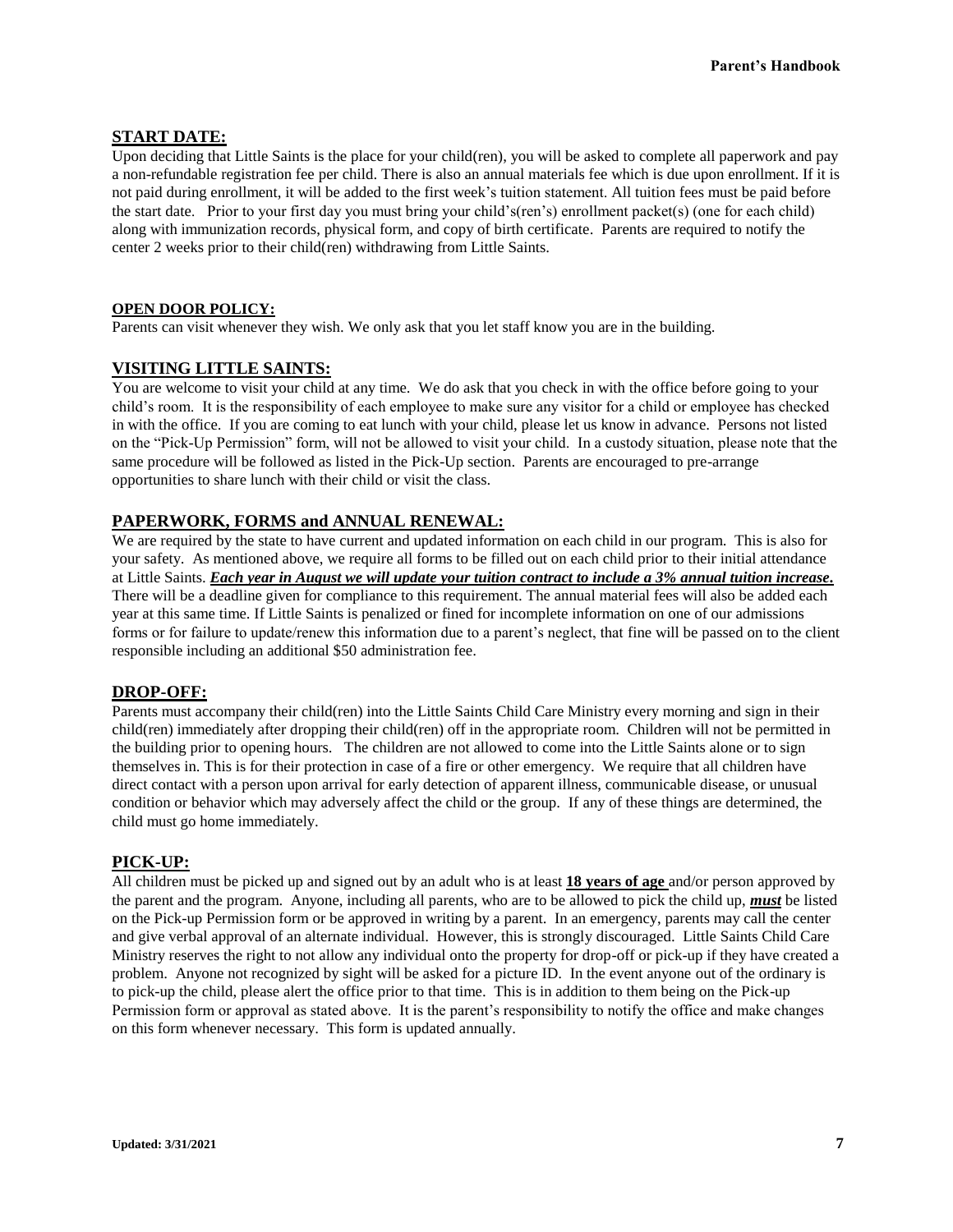## START DATE:

Upon deciding that Little Saints is the place for your child(ren), you will be asked to complete all paperwork and pay a non-refundable registration fee per child. There is also an annual materials fee which is due upon enrollment. If it is not paid during enrollment, it will be added to the first week's tuition statement. All tuition fees must be paid before the start date. Prior to your first day you must bring your child's(ren's) enrollment packet(s) (one for each child) along with immunization records, physical form, and copy of birth certificate. Parents are required to notify the center 2 weeks prior to their child(ren) withdrawing from Little Saints.

### OPEN DOOR POLICY:

Parents can visit whenever they wish. We only ask that you let staff know you are in the building.

## VISITING LITTLE SAINTS:

You are welcome to visit your child at any time. We do ask that you check in with the office before going to your child's room. It is the responsibility of each employee to make sure any visitor for a child or employee has checked in with the office. If you are coming to eat lunch with your child, please let us know in advance. Persons not listed on the "Pick-Up Permission" form, will not be allowed to visit your child. In a custody situation, please note that the same procedure will be followed as listed in the Pick-Up section. Parents are encouraged to pre-arrange opportunities to share lunch with their child or visit the class.

## PAPERWORK, FORMS and ANNUAL RENEWAL:

We are required by the state to have current and updated information on each child in our program. This is also for your safety. As mentioned above, we require all forms to be filled out on each child prior to their initial attendance at Little Saints. ***Each year in August we will update your tuition contract to include a 3% annual tuition increase.*** There will be a deadline given for compliance to this requirement. The annual material fees will also be added each year at this same time. If Little Saints is penalized or fined for incomplete information on one of our admissions forms or for failure to update/renew this information due to a parent's neglect, that fine will be passed on to the client responsible including an additional $50 administration fee.

## DROP-OFF:

Parents must accompany their child(ren) into the Little Saints Child Care Ministry every morning and sign in their child(ren) immediately after dropping their child(ren) off in the appropriate room. Children will not be permitted in the building prior to opening hours. The children are not allowed to come into the Little Saints alone or to sign themselves in. This is for their protection in case of a fire or other emergency. We require that all children have direct contact with a person upon arrival for early detection of apparent illness, communicable disease, or unusual condition or behavior which may adversely affect the child or the group. If any of these things are determined, the child must go home immediately.

## PICK-UP:

All children must be picked up and signed out by an adult who is at least **18 years of age** and/or person approved by the parent and the program. Anyone, including all parents, who are to be allowed to pick the child up, ***must*** be listed on the Pick-up Permission form or be approved in writing by a parent. In an emergency, parents may call the center and give verbal approval of an alternate individual. However, this is strongly discouraged. Little Saints Child Care Ministry reserves the right to not allow any individual onto the property for drop-off or pick-up if they have created a problem. Anyone not recognized by sight will be asked for a picture ID. In the event anyone out of the ordinary is to pick-up the child, please alert the office prior to that time. This is in addition to them being on the Pick-up Permission form or approval as stated above. It is the parent's responsibility to notify the office and make changes on this form whenever necessary. This form is updated annually.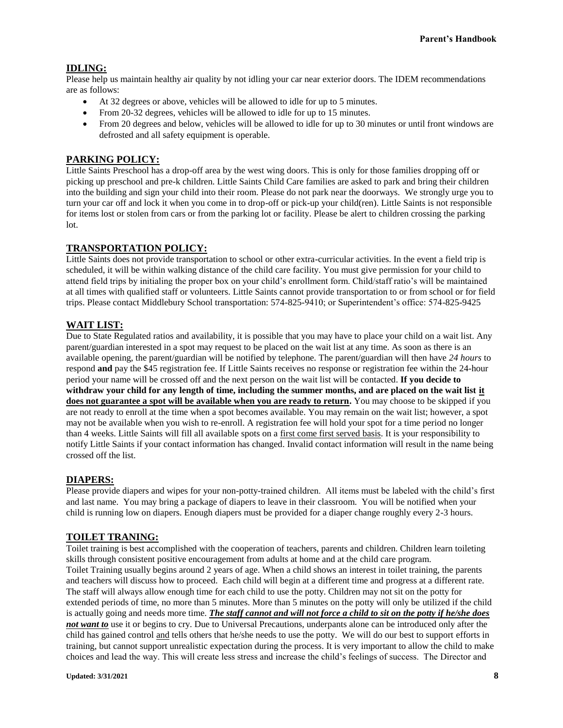## IDLING:

Please help us maintain healthy air quality by not idling your car near exterior doors. The IDEM recommendations are as follows:

- At 32 degrees or above, vehicles will be allowed to idle for up to 5 minutes.
- From 20-32 degrees, vehicles will be allowed to idle for up to 15 minutes.
- From 20 degrees and below, vehicles will be allowed to idle for up to 30 minutes or until front windows are defrosted and all safety equipment is operable.

## PARKING POLICY:

Little Saints Preschool has a drop-off area by the west wing doors. This is only for those families dropping off or picking up preschool and pre-k children. Little Saints Child Care families are asked to park and bring their children into the building and sign your child into their room. Please do not park near the doorways. We strongly urge you to turn your car off and lock it when you come in to drop-off or pick-up your child(ren). Little Saints is not responsible for items lost or stolen from cars or from the parking lot or facility. Please be alert to children crossing the parking lot.

## TRANSPORTATION POLICY:

Little Saints does not provide transportation to school or other extra-curricular activities. In the event a field trip is scheduled, it will be within walking distance of the child care facility. You must give permission for your child to attend field trips by initialing the proper box on your child's enrollment form. Child/staff ratio's will be maintained at all times with qualified staff or volunteers. Little Saints cannot provide transportation to or from school or for field trips. Please contact Middlebury School transportation: 574-825-9410; or Superintendent's office: 574-825-9425

## WAIT LIST:

Due to State Regulated ratios and availability, it is possible that you may have to place your child on a wait list. Any parent/guardian interested in a spot may request to be placed on the wait list at any time. As soon as there is an available opening, the parent/guardian will be notified by telephone. The parent/guardian will then have *24 hours* to respond **and** pay the $45 registration fee. If Little Saints receives no response or registration fee within the 24-hour period your name will be crossed off and the next person on the wait list will be contacted. **If you decide to withdraw your child for any length of time, including the summer months, and are placed on the wait list <u>it does not guarantee a spot will be available when you are ready to return</u>.** You may choose to be skipped if you are not ready to enroll at the time when a spot becomes available. You may remain on the wait list; however, a spot may not be available when you wish to re-enroll. A registration fee will hold your spot for a time period no longer than 4 weeks. Little Saints will fill all available spots on a <u>first come first served basis</u>. It is your responsibility to notify Little Saints if your contact information has changed. Invalid contact information will result in the name being crossed off the list.

## DIAPERS:

Please provide diapers and wipes for your non-potty-trained children. All items must be labeled with the child's first and last name. You may bring a package of diapers to leave in their classroom. You will be notified when your child is running low on diapers. Enough diapers must be provided for a diaper change roughly every 2-3 hours.

## TOILET TRANING:

Toilet training is best accomplished with the cooperation of teachers, parents and children. Children learn toileting skills through consistent positive encouragement from adults at home and at the child care program.
Toilet Training usually begins around 2 years of age. When a child shows an interest in toilet training, the parents and teachers will discuss how to proceed. Each child will begin at a different time and progress at a different rate. The staff will always allow enough time for each child to use the potty. Children may not sit on the potty for extended periods of time, no more than 5 minutes. More than 5 minutes on the potty will only be utilized if the child is actually going and needs more time. ***<u>The staff cannot and will not force a child to sit on the potty if he/she does not want to</u>*** use it or begins to cry. Due to Universal Precautions, underpants alone can be introduced only after the child has gained control <u>and</u> tells others that he/she needs to use the potty. We will do our best to support efforts in training, but cannot support unrealistic expectation during the process. It is very important to allow the child to make choices and lead the way. This will create less stress and increase the child's feelings of success. The Director and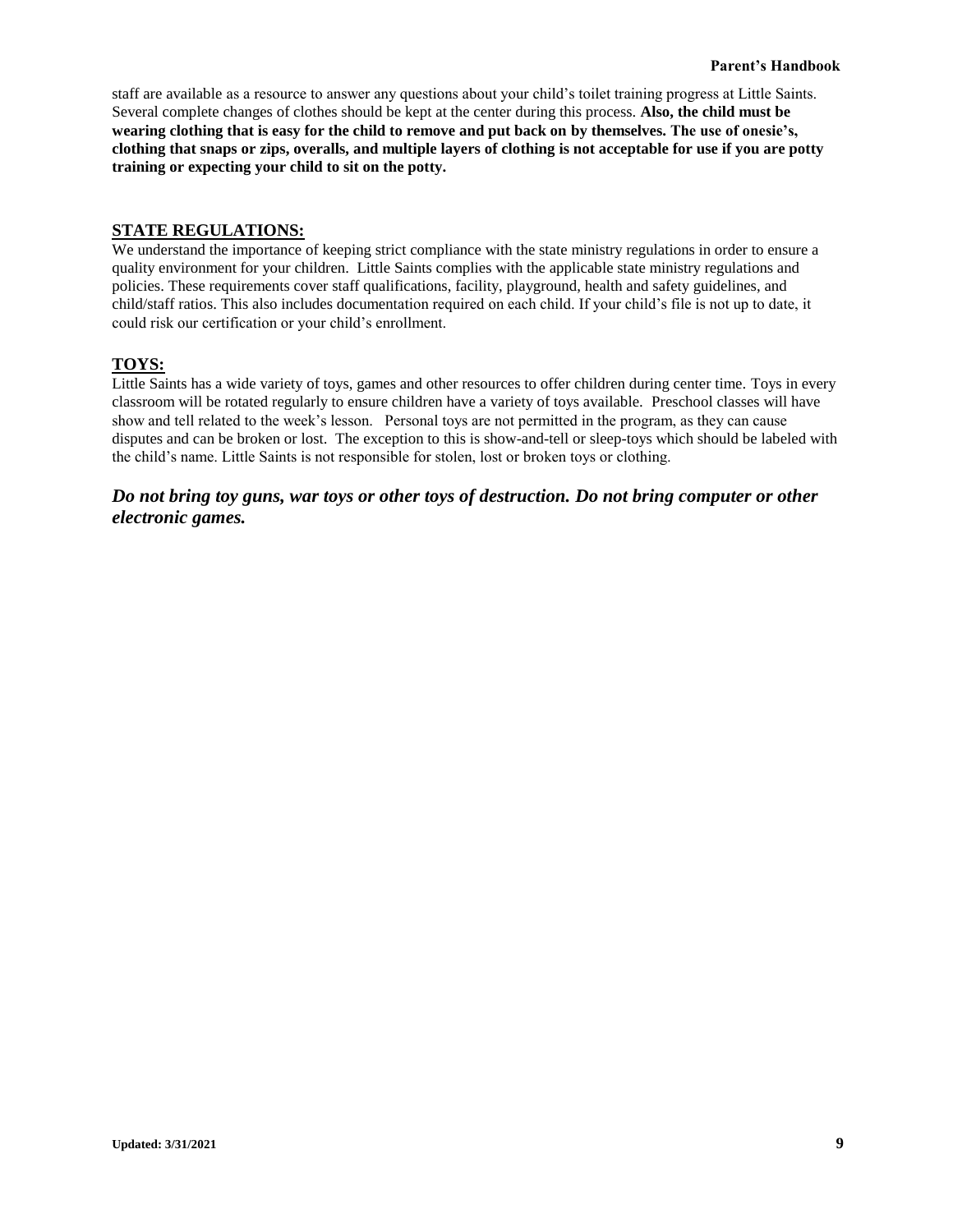staff are available as a resource to answer any questions about your child's toilet training progress at Little Saints. Several complete changes of clothes should be kept at the center during this process. **Also, the child must be wearing clothing that is easy for the child to remove and put back on by themselves. The use of onesie's, clothing that snaps or zips, overalls, and multiple layers of clothing is not acceptable for use if you are potty training or expecting your child to sit on the potty.**

## STATE REGULATIONS:

We understand the importance of keeping strict compliance with the state ministry regulations in order to ensure a quality environment for your children. Little Saints complies with the applicable state ministry regulations and policies. These requirements cover staff qualifications, facility, playground, health and safety guidelines, and child/staff ratios. This also includes documentation required on each child. If your child's file is not up to date, it could risk our certification or your child's enrollment.

## TOYS:

Little Saints has a wide variety of toys, games and other resources to offer children during center time. Toys in every classroom will be rotated regularly to ensure children have a variety of toys available. Preschool classes will have show and tell related to the week's lesson. Personal toys are not permitted in the program, as they can cause disputes and can be broken or lost. The exception to this is show-and-tell or sleep-toys which should be labeled with the child's name. Little Saints is not responsible for stolen, lost or broken toys or clothing.

***Do not bring toy guns, war toys or other toys of destruction. Do not bring computer or other electronic games.***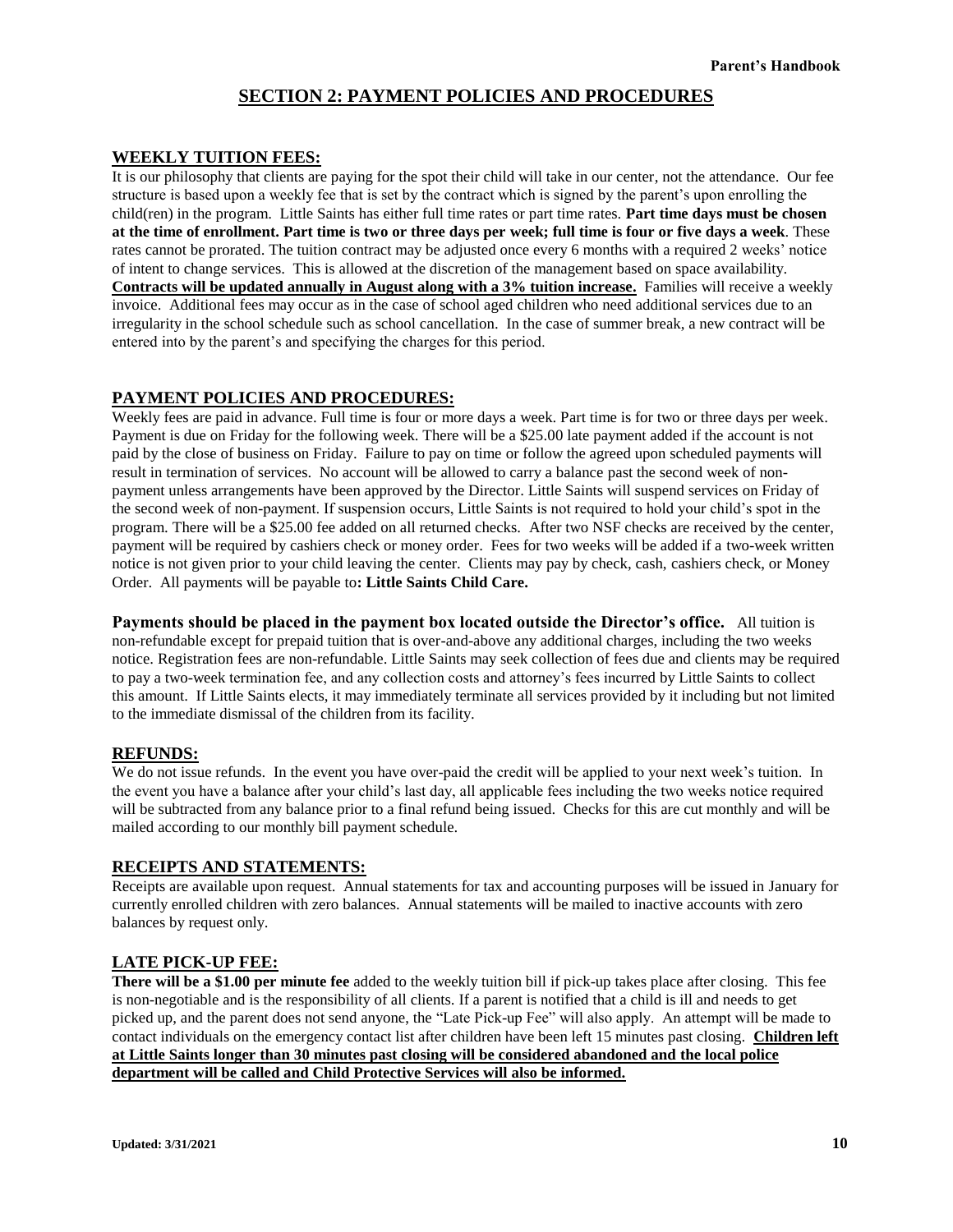# SECTION 2: PAYMENT POLICIES AND PROCEDURES

## WEEKLY TUITION FEES:

It is our philosophy that clients are paying for the spot their child will take in our center, not the attendance. Our fee structure is based upon a weekly fee that is set by the contract which is signed by the parent's upon enrolling the child(ren) in the program. Little Saints has either full time rates or part time rates. **Part time days must be chosen at the time of enrollment. Part time is two or three days per week; full time is four or five days a week**. These rates cannot be prorated. The tuition contract may be adjusted once every 6 months with a required 2 weeks' notice of intent to change services. This is allowed at the discretion of the management based on space availability. **Contracts will be updated annually in August along with a 3% tuition increase.** Families will receive a weekly invoice. Additional fees may occur as in the case of school aged children who need additional services due to an irregularity in the school schedule such as school cancellation. In the case of summer break, a new contract will be entered into by the parent's and specifying the charges for this period.

## PAYMENT POLICIES AND PROCEDURES:

Weekly fees are paid in advance. Full time is four or more days a week. Part time is for two or three days per week. Payment is due on Friday for the following week. There will be a $25.00 late payment added if the account is not paid by the close of business on Friday. Failure to pay on time or follow the agreed upon scheduled payments will result in termination of services. No account will be allowed to carry a balance past the second week of non-payment unless arrangements have been approved by the Director. Little Saints will suspend services on Friday of the second week of non-payment. If suspension occurs, Little Saints is not required to hold your child's spot in the program. There will be a $25.00 fee added on all returned checks. After two NSF checks are received by the center, payment will be required by cashiers check or money order. Fees for two weeks will be added if a two-week written notice is not given prior to your child leaving the center. Clients may pay by check, cash, cashiers check, or Money Order. All payments will be payable to**: Little Saints Child Care.**

**Payments should be placed in the payment box located outside the Director's office.** All tuition is non-refundable except for prepaid tuition that is over-and-above any additional charges, including the two weeks notice. Registration fees are non-refundable. Little Saints may seek collection of fees due and clients may be required to pay a two-week termination fee, and any collection costs and attorney's fees incurred by Little Saints to collect this amount. If Little Saints elects, it may immediately terminate all services provided by it including but not limited to the immediate dismissal of the children from its facility.

## REFUNDS:

We do not issue refunds. In the event you have over-paid the credit will be applied to your next week's tuition. In the event you have a balance after your child's last day, all applicable fees including the two weeks notice required will be subtracted from any balance prior to a final refund being issued. Checks for this are cut monthly and will be mailed according to our monthly bill payment schedule.

## RECEIPTS AND STATEMENTS:

Receipts are available upon request. Annual statements for tax and accounting purposes will be issued in January for currently enrolled children with zero balances. Annual statements will be mailed to inactive accounts with zero balances by request only.

## LATE PICK-UP FEE:

**There will be a $1.00 per minute fee** added to the weekly tuition bill if pick-up takes place after closing. This fee is non-negotiable and is the responsibility of all clients. If a parent is notified that a child is ill and needs to get picked up, and the parent does not send anyone, the "Late Pick-up Fee" will also apply. An attempt will be made to contact individuals on the emergency contact list after children have been left 15 minutes past closing. **Children left at Little Saints longer than 30 minutes past closing will be considered abandoned and the local police department will be called and Child Protective Services will also be informed.**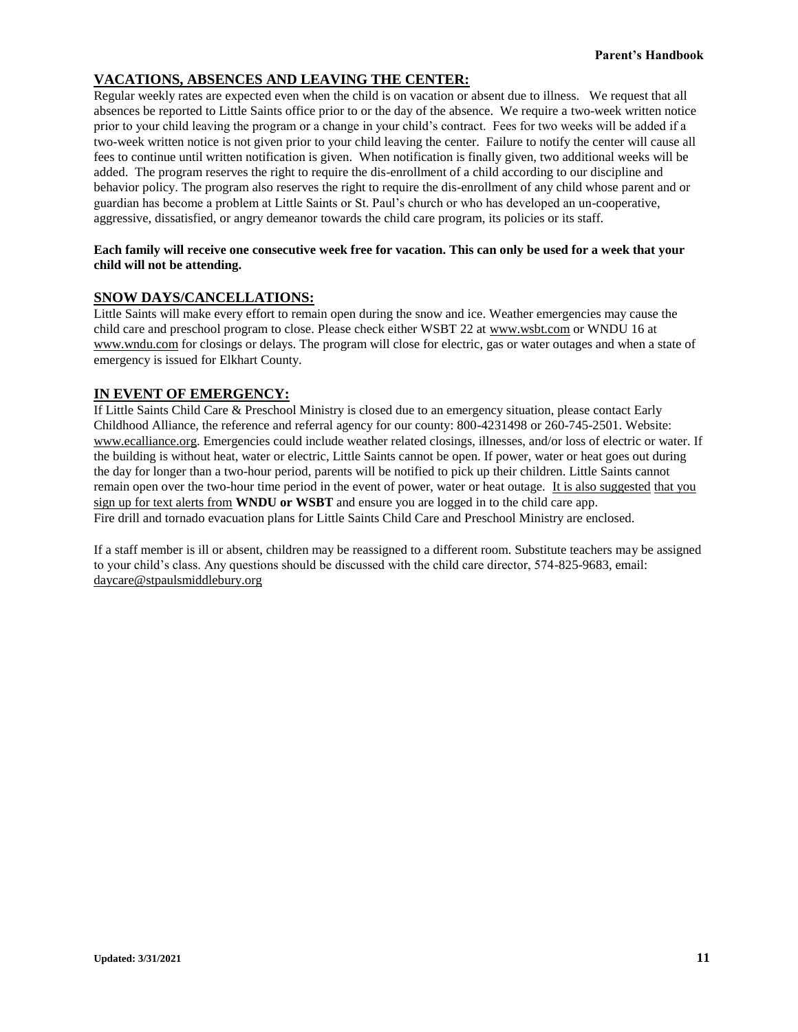## VACATIONS, ABSENCES AND LEAVING THE CENTER:

Regular weekly rates are expected even when the child is on vacation or absent due to illness. We request that all absences be reported to Little Saints office prior to or the day of the absence. We require a two-week written notice prior to your child leaving the program or a change in your child's contract. Fees for two weeks will be added if a two-week written notice is not given prior to your child leaving the center. Failure to notify the center will cause all fees to continue until written notification is given. When notification is finally given, two additional weeks will be added. The program reserves the right to require the dis-enrollment of a child according to our discipline and behavior policy. The program also reserves the right to require the dis-enrollment of any child whose parent and or guardian has become a problem at Little Saints or St. Paul's church or who has developed an un-cooperative, aggressive, dissatisfied, or angry demeanor towards the child care program, its policies or its staff.

**Each family will receive one consecutive week free for vacation. This can only be used for a week that your child will not be attending.**

## SNOW DAYS/CANCELLATIONS:

Little Saints will make every effort to remain open during the snow and ice. Weather emergencies may cause the child care and preschool program to close. Please check either WSBT 22 at www.wsbt.com or WNDU 16 at www.wndu.com for closings or delays. The program will close for electric, gas or water outages and when a state of emergency is issued for Elkhart County.

## IN EVENT OF EMERGENCY:

If Little Saints Child Care & Preschool Ministry is closed due to an emergency situation, please contact Early Childhood Alliance, the reference and referral agency for our county: 800-4231498 or 260-745-2501. Website: www.ecalliance.org. Emergencies could include weather related closings, illnesses, and/or loss of electric or water. If the building is without heat, water or electric, Little Saints cannot be open. If power, water or heat goes out during the day for longer than a two-hour period, parents will be notified to pick up their children. Little Saints cannot remain open over the two-hour time period in the event of power, water or heat outage. It is also suggested that you sign up for text alerts from **WNDU or WSBT** and ensure you are logged in to the child care app.
Fire drill and tornado evacuation plans for Little Saints Child Care and Preschool Ministry are enclosed.

If a staff member is ill or absent, children may be reassigned to a different room. Substitute teachers may be assigned to your child's class. Any questions should be discussed with the child care director, 574-825-9683, email: daycare@stpaulsmiddlebury.org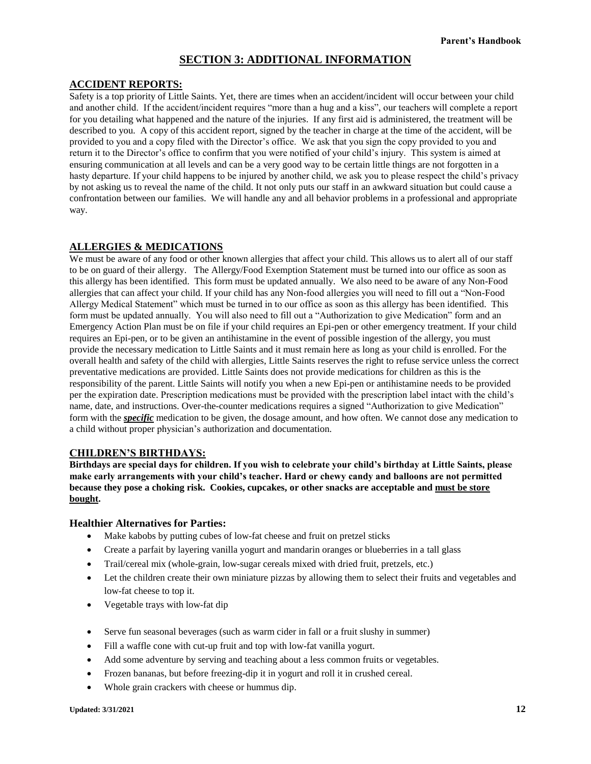# SECTION 3: ADDITIONAL INFORMATION

## ACCIDENT REPORTS:

Safety is a top priority of Little Saints. Yet, there are times when an accident/incident will occur between your child and another child. If the accident/incident requires "more than a hug and a kiss", our teachers will complete a report for you detailing what happened and the nature of the injuries. If any first aid is administered, the treatment will be described to you. A copy of this accident report, signed by the teacher in charge at the time of the accident, will be provided to you and a copy filed with the Director's office. We ask that you sign the copy provided to you and return it to the Director's office to confirm that you were notified of your child's injury. This system is aimed at ensuring communication at all levels and can be a very good way to be certain little things are not forgotten in a hasty departure. If your child happens to be injured by another child, we ask you to please respect the child's privacy by not asking us to reveal the name of the child. It not only puts our staff in an awkward situation but could cause a confrontation between our families. We will handle any and all behavior problems in a professional and appropriate way.

## ALLERGIES & MEDICATIONS

We must be aware of any food or other known allergies that affect your child. This allows us to alert all of our staff to be on guard of their allergy. The Allergy/Food Exemption Statement must be turned into our office as soon as this allergy has been identified. This form must be updated annually. We also need to be aware of any Non-Food allergies that can affect your child. If your child has any Non-food allergies you will need to fill out a "Non-Food Allergy Medical Statement" which must be turned in to our office as soon as this allergy has been identified. This form must be updated annually. You will also need to fill out a "Authorization to give Medication" form and an Emergency Action Plan must be on file if your child requires an Epi-pen or other emergency treatment. If your child requires an Epi-pen, or to be given an antihistamine in the event of possible ingestion of the allergy, you must provide the necessary medication to Little Saints and it must remain here as long as your child is enrolled. For the overall health and safety of the child with allergies, Little Saints reserves the right to refuse service unless the correct preventative medications are provided. Little Saints does not provide medications for children as this is the responsibility of the parent. Little Saints will notify you when a new Epi-pen or antihistamine needs to be provided per the expiration date. Prescription medications must be provided with the prescription label intact with the child's name, date, and instructions. Over-the-counter medications requires a signed "Authorization to give Medication" form with the ***specific*** medication to be given, the dosage amount, and how often. We cannot dose any medication to a child without proper physician's authorization and documentation.

## CHILDREN'S BIRTHDAYS:

**Birthdays are special days for children. If you wish to celebrate your child's birthday at Little Saints, please make early arrangements with your child's teacher. Hard or chewy candy and balloons are not permitted because they pose a choking risk. Cookies, cupcakes, or other snacks are acceptable and must be store bought.**

### Healthier Alternatives for Parties:

- Make kabobs by putting cubes of low-fat cheese and fruit on pretzel sticks
- Create a parfait by layering vanilla yogurt and mandarin oranges or blueberries in a tall glass
- Trail/cereal mix (whole-grain, low-sugar cereals mixed with dried fruit, pretzels, etc.)
- Let the children create their own miniature pizzas by allowing them to select their fruits and vegetables and low-fat cheese to top it.
- Vegetable trays with low-fat dip
- Serve fun seasonal beverages (such as warm cider in fall or a fruit slushy in summer)
- Fill a waffle cone with cut-up fruit and top with low-fat vanilla yogurt.
- Add some adventure by serving and teaching about a less common fruits or vegetables.
- Frozen bananas, but before freezing-dip it in yogurt and roll it in crushed cereal.
- Whole grain crackers with cheese or hummus dip.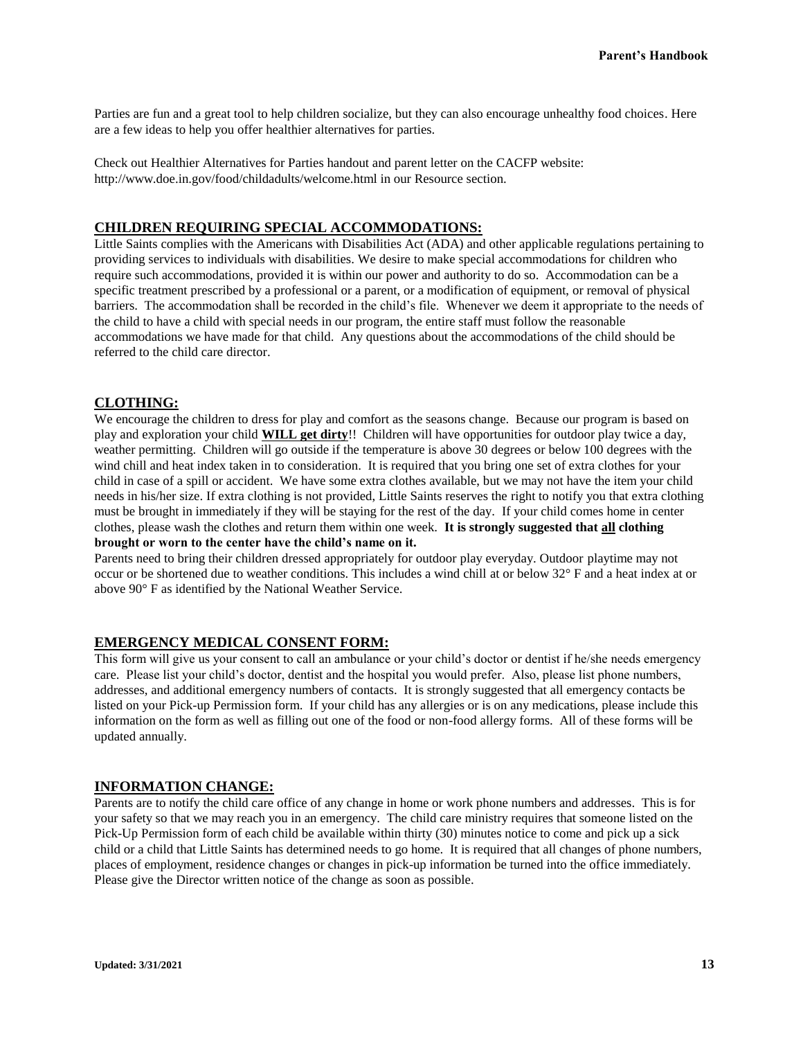Parties are fun and a great tool to help children socialize, but they can also encourage unhealthy food choices. Here are a few ideas to help you offer healthier alternatives for parties.

Check out Healthier Alternatives for Parties handout and parent letter on the CACFP website: http://www.doe.in.gov/food/childadults/welcome.html in our Resource section.

## CHILDREN REQUIRING SPECIAL ACCOMMODATIONS:

Little Saints complies with the Americans with Disabilities Act (ADA) and other applicable regulations pertaining to providing services to individuals with disabilities. We desire to make special accommodations for children who require such accommodations, provided it is within our power and authority to do so. Accommodation can be a specific treatment prescribed by a professional or a parent, or a modification of equipment, or removal of physical barriers. The accommodation shall be recorded in the child's file. Whenever we deem it appropriate to the needs of the child to have a child with special needs in our program, the entire staff must follow the reasonable accommodations we have made for that child. Any questions about the accommodations of the child should be referred to the child care director.

## CLOTHING:

We encourage the children to dress for play and comfort as the seasons change. Because our program is based on play and exploration your child **WILL get dirty**!! Children will have opportunities for outdoor play twice a day, weather permitting. Children will go outside if the temperature is above 30 degrees or below 100 degrees with the wind chill and heat index taken in to consideration. It is required that you bring one set of extra clothes for your child in case of a spill or accident. We have some extra clothes available, but we may not have the item your child needs in his/her size. If extra clothing is not provided, Little Saints reserves the right to notify you that extra clothing must be brought in immediately if they will be staying for the rest of the day. If your child comes home in center clothes, please wash the clothes and return them within one week. **It is strongly suggested that all clothing brought or worn to the center have the child's name on it.**

Parents need to bring their children dressed appropriately for outdoor play everyday. Outdoor playtime may not occur or be shortened due to weather conditions. This includes a wind chill at or below 32° F and a heat index at or above 90° F as identified by the National Weather Service.

## EMERGENCY MEDICAL CONSENT FORM:

This form will give us your consent to call an ambulance or your child's doctor or dentist if he/she needs emergency care. Please list your child's doctor, dentist and the hospital you would prefer. Also, please list phone numbers, addresses, and additional emergency numbers of contacts. It is strongly suggested that all emergency contacts be listed on your Pick-up Permission form. If your child has any allergies or is on any medications, please include this information on the form as well as filling out one of the food or non-food allergy forms. All of these forms will be updated annually.

## INFORMATION CHANGE:

Parents are to notify the child care office of any change in home or work phone numbers and addresses. This is for your safety so that we may reach you in an emergency. The child care ministry requires that someone listed on the Pick-Up Permission form of each child be available within thirty (30) minutes notice to come and pick up a sick child or a child that Little Saints has determined needs to go home. It is required that all changes of phone numbers, places of employment, residence changes or changes in pick-up information be turned into the office immediately. Please give the Director written notice of the change as soon as possible.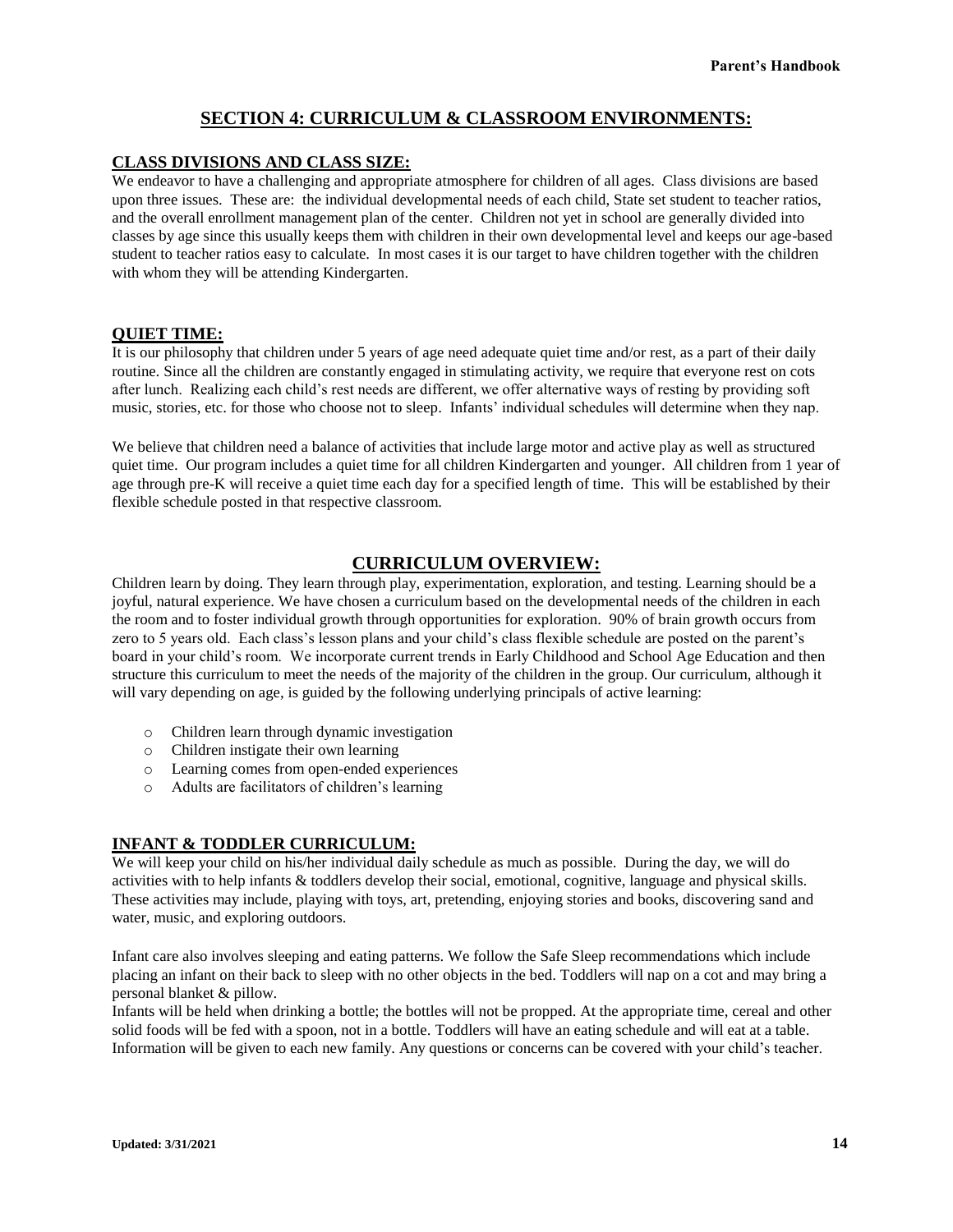## SECTION 4: CURRICULUM & CLASSROOM ENVIRONMENTS:

### CLASS DIVISIONS AND CLASS SIZE:

We endeavor to have a challenging and appropriate atmosphere for children of all ages. Class divisions are based upon three issues. These are: the individual developmental needs of each child, State set student to teacher ratios, and the overall enrollment management plan of the center. Children not yet in school are generally divided into classes by age since this usually keeps them with children in their own developmental level and keeps our age-based student to teacher ratios easy to calculate. In most cases it is our target to have children together with the children with whom they will be attending Kindergarten.

### QUIET TIME:

It is our philosophy that children under 5 years of age need adequate quiet time and/or rest, as a part of their daily routine. Since all the children are constantly engaged in stimulating activity, we require that everyone rest on cots after lunch. Realizing each child's rest needs are different, we offer alternative ways of resting by providing soft music, stories, etc. for those who choose not to sleep. Infants' individual schedules will determine when they nap.

We believe that children need a balance of activities that include large motor and active play as well as structured quiet time. Our program includes a quiet time for all children Kindergarten and younger. All children from 1 year of age through pre-K will receive a quiet time each day for a specified length of time. This will be established by their flexible schedule posted in that respective classroom.

## CURRICULUM OVERVIEW:

Children learn by doing. They learn through play, experimentation, exploration, and testing. Learning should be a joyful, natural experience. We have chosen a curriculum based on the developmental needs of the children in each the room and to foster individual growth through opportunities for exploration. 90% of brain growth occurs from zero to 5 years old. Each class's lesson plans and your child's class flexible schedule are posted on the parent's board in your child's room. We incorporate current trends in Early Childhood and School Age Education and then structure this curriculum to meet the needs of the majority of the children in the group. Our curriculum, although it will vary depending on age, is guided by the following underlying principals of active learning:

- Children learn through dynamic investigation
- Children instigate their own learning
- Learning comes from open-ended experiences
- Adults are facilitators of children's learning

### INFANT & TODDLER CURRICULUM:

We will keep your child on his/her individual daily schedule as much as possible. During the day, we will do activities with to help infants & toddlers develop their social, emotional, cognitive, language and physical skills. These activities may include, playing with toys, art, pretending, enjoying stories and books, discovering sand and water, music, and exploring outdoors.

Infant care also involves sleeping and eating patterns. We follow the Safe Sleep recommendations which include placing an infant on their back to sleep with no other objects in the bed. Toddlers will nap on a cot and may bring a personal blanket & pillow.

Infants will be held when drinking a bottle; the bottles will not be propped. At the appropriate time, cereal and other solid foods will be fed with a spoon, not in a bottle. Toddlers will have an eating schedule and will eat at a table. Information will be given to each new family. Any questions or concerns can be covered with your child's teacher.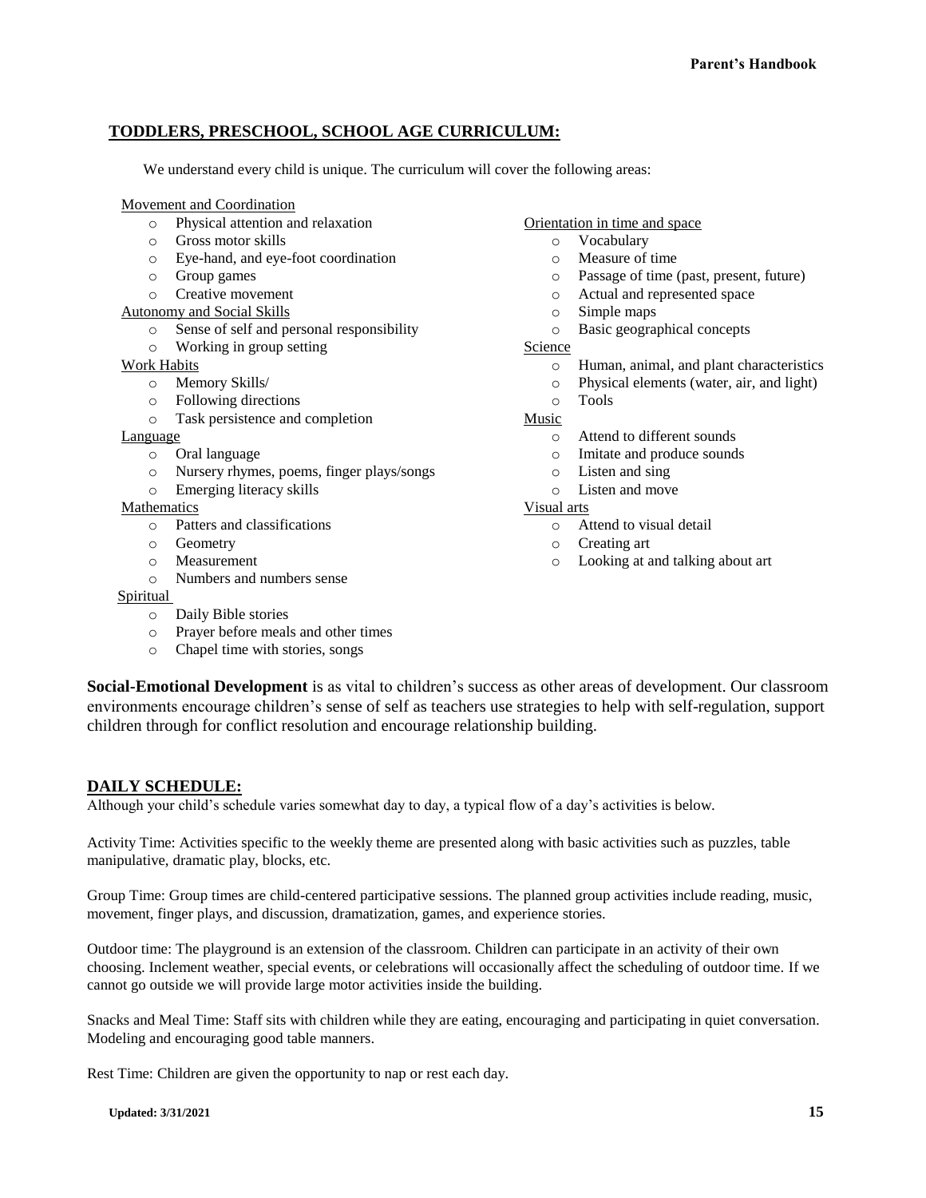## TODDLERS, PRESCHOOL, SCHOOL AGE CURRICULUM:

We understand every child is unique. The curriculum will cover the following areas:

Movement and Coordination

- Physical attention and relaxation
- Gross motor skills
- Eye-hand, and eye-foot coordination
- Group games
- Creative movement

Autonomy and Social Skills

- Sense of self and personal responsibility
- Working in group setting

Work Habits

- Memory Skills/
- Following directions
- Task persistence and completion

Language

- Oral language
- Nursery rhymes, poems, finger plays/songs
- Emerging literacy skills

Mathematics

- Patters and classifications
- Geometry
- Measurement
- Numbers and numbers sense

Spiritual

- Daily Bible stories
- Prayer before meals and other times
- Chapel time with stories, songs

Orientation in time and space

- Vocabulary
- Measure of time
- Passage of time (past, present, future)
- Actual and represented space
- Simple maps
- Basic geographical concepts

Science

- Human, animal, and plant characteristics
- Physical elements (water, air, and light)
- Tools

Music

- Attend to different sounds
- Imitate and produce sounds
- Listen and sing
- Listen and move

Visual arts

- Attend to visual detail
- Creating art
- Looking at and talking about art

**Social-Emotional Development** is as vital to children's success as other areas of development. Our classroom environments encourage children's sense of self as teachers use strategies to help with self-regulation, support children through for conflict resolution and encourage relationship building.

## DAILY SCHEDULE:

Although your child's schedule varies somewhat day to day, a typical flow of a day's activities is below.

Activity Time: Activities specific to the weekly theme are presented along with basic activities such as puzzles, table manipulative, dramatic play, blocks, etc.

Group Time: Group times are child-centered participative sessions. The planned group activities include reading, music, movement, finger plays, and discussion, dramatization, games, and experience stories.

Outdoor time: The playground is an extension of the classroom. Children can participate in an activity of their own choosing. Inclement weather, special events, or celebrations will occasionally affect the scheduling of outdoor time. If we cannot go outside we will provide large motor activities inside the building.

Snacks and Meal Time: Staff sits with children while they are eating, encouraging and participating in quiet conversation. Modeling and encouraging good table manners.

Rest Time: Children are given the opportunity to nap or rest each day.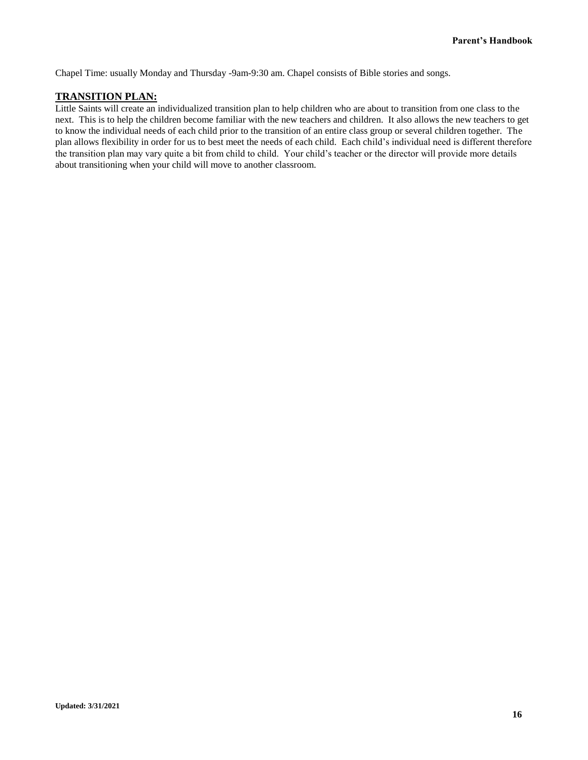Chapel Time: usually Monday and Thursday -9am-9:30 am. Chapel consists of Bible stories and songs.

## TRANSITION PLAN:

Little Saints will create an individualized transition plan to help children who are about to transition from one class to the next. This is to help the children become familiar with the new teachers and children. It also allows the new teachers to get to know the individual needs of each child prior to the transition of an entire class group or several children together. The plan allows flexibility in order for us to best meet the needs of each child. Each child's individual need is different therefore the transition plan may vary quite a bit from child to child. Your child's teacher or the director will provide more details about transitioning when your child will move to another classroom.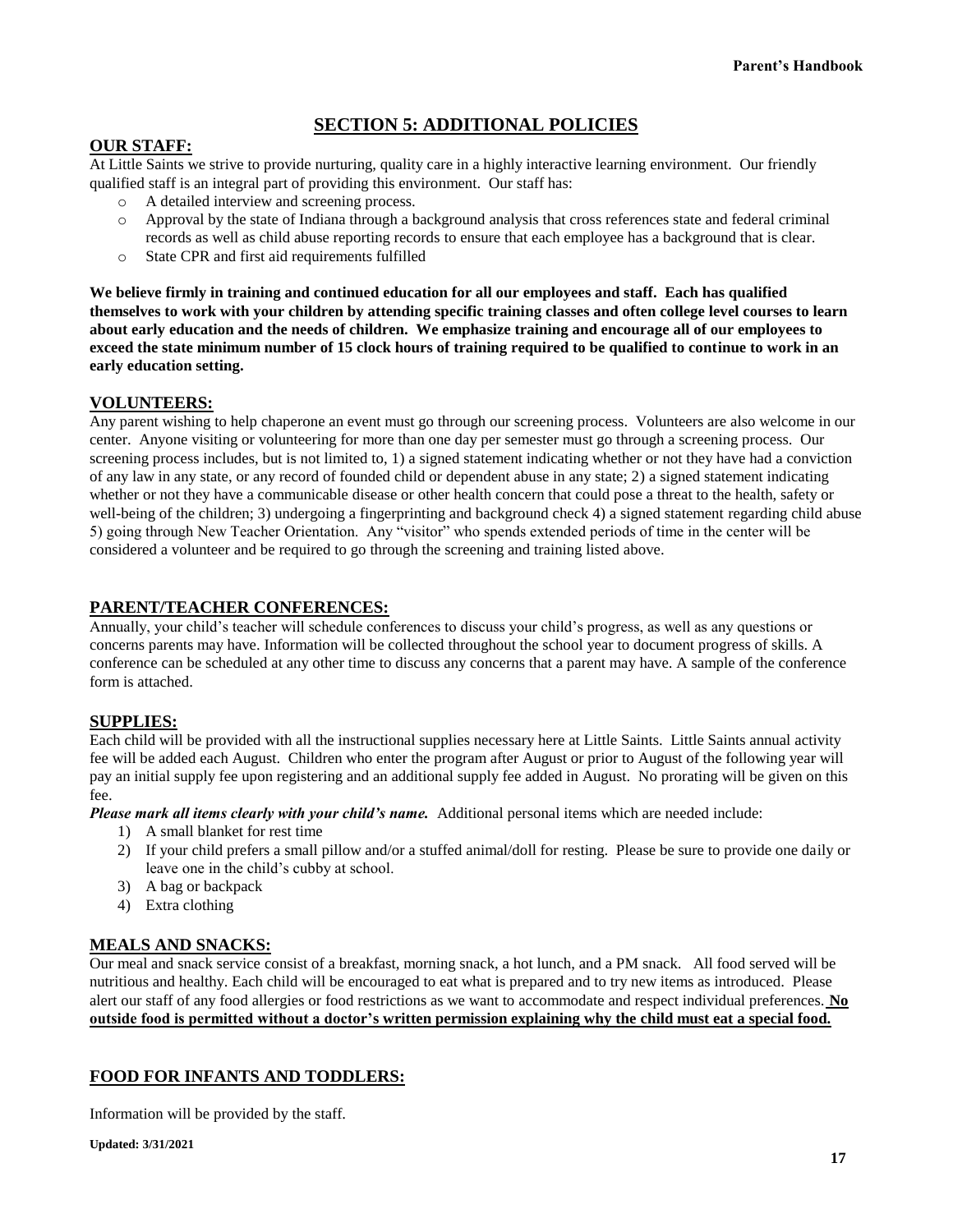# SECTION 5: ADDITIONAL POLICIES

## OUR STAFF:

At Little Saints we strive to provide nurturing, quality care in a highly interactive learning environment. Our friendly qualified staff is an integral part of providing this environment. Our staff has:

- A detailed interview and screening process.
- Approval by the state of Indiana through a background analysis that cross references state and federal criminal records as well as child abuse reporting records to ensure that each employee has a background that is clear.
- State CPR and first aid requirements fulfilled

**We believe firmly in training and continued education for all our employees and staff. Each has qualified themselves to work with your children by attending specific training classes and often college level courses to learn about early education and the needs of children. We emphasize training and encourage all of our employees to exceed the state minimum number of 15 clock hours of training required to be qualified to continue to work in an early education setting.**

## VOLUNTEERS:

Any parent wishing to help chaperone an event must go through our screening process. Volunteers are also welcome in our center. Anyone visiting or volunteering for more than one day per semester must go through a screening process. Our screening process includes, but is not limited to, 1) a signed statement indicating whether or not they have had a conviction of any law in any state, or any record of founded child or dependent abuse in any state; 2) a signed statement indicating whether or not they have a communicable disease or other health concern that could pose a threat to the health, safety or well-being of the children; 3) undergoing a fingerprinting and background check 4) a signed statement regarding child abuse 5) going through New Teacher Orientation. Any "visitor" who spends extended periods of time in the center will be considered a volunteer and be required to go through the screening and training listed above.

## PARENT/TEACHER CONFERENCES:

Annually, your child's teacher will schedule conferences to discuss your child's progress, as well as any questions or concerns parents may have. Information will be collected throughout the school year to document progress of skills. A conference can be scheduled at any other time to discuss any concerns that a parent may have. A sample of the conference form is attached.

## SUPPLIES:

Each child will be provided with all the instructional supplies necessary here at Little Saints. Little Saints annual activity fee will be added each August. Children who enter the program after August or prior to August of the following year will pay an initial supply fee upon registering and an additional supply fee added in August. No prorating will be given on this fee.

***Please mark all items clearly with your child's name.*** Additional personal items which are needed include:

1) A small blanket for rest time
2) If your child prefers a small pillow and/or a stuffed animal/doll for resting. Please be sure to provide one daily or leave one in the child's cubby at school.
3) A bag or backpack
4) Extra clothing

## MEALS AND SNACKS:

Our meal and snack service consist of a breakfast, morning snack, a hot lunch, and a PM snack. All food served will be nutritious and healthy. Each child will be encouraged to eat what is prepared and to try new items as introduced. Please alert our staff of any food allergies or food restrictions as we want to accommodate and respect individual preferences. **No outside food is permitted without a doctor's written permission explaining why the child must eat a special food.**

## FOOD FOR INFANTS AND TODDLERS:

Information will be provided by the staff.

**Updated: 3/31/2021**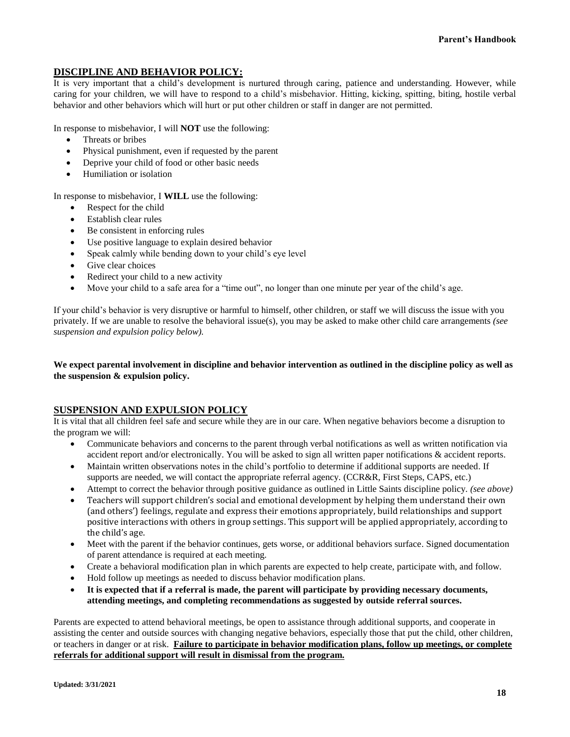## DISCIPLINE AND BEHAVIOR POLICY:

It is very important that a child's development is nurtured through caring, patience and understanding. However, while caring for your children, we will have to respond to a child's misbehavior. Hitting, kicking, spitting, biting, hostile verbal behavior and other behaviors which will hurt or put other children or staff in danger are not permitted.

In response to misbehavior, I will **NOT** use the following:

- Threats or bribes
- Physical punishment, even if requested by the parent
- Deprive your child of food or other basic needs
- Humiliation or isolation

In response to misbehavior, I **WILL** use the following:

- Respect for the child
- Establish clear rules
- Be consistent in enforcing rules
- Use positive language to explain desired behavior
- Speak calmly while bending down to your child's eye level
- Give clear choices
- Redirect your child to a new activity
- Move your child to a safe area for a "time out", no longer than one minute per year of the child's age.

If your child's behavior is very disruptive or harmful to himself, other children, or staff we will discuss the issue with you privately. If we are unable to resolve the behavioral issue(s), you may be asked to make other child care arrangements *(see suspension and expulsion policy below).*

**We expect parental involvement in discipline and behavior intervention as outlined in the discipline policy as well as the suspension & expulsion policy.**

## SUSPENSION AND EXPULSION POLICY

It is vital that all children feel safe and secure while they are in our care. When negative behaviors become a disruption to the program we will:

- Communicate behaviors and concerns to the parent through verbal notifications as well as written notification via accident report and/or electronically. You will be asked to sign all written paper notifications & accident reports.
- Maintain written observations notes in the child's portfolio to determine if additional supports are needed. If supports are needed, we will contact the appropriate referral agency. (CCR&R, First Steps, CAPS, etc.)
- Attempt to correct the behavior through positive guidance as outlined in Little Saints discipline policy. *(see above)*
- Teachers will support children's social and emotional development by helping them understand their own (and others') feelings, regulate and express their emotions appropriately, build relationships and support positive interactions with others in group settings. This support will be applied appropriately, according to the child's age.
- Meet with the parent if the behavior continues, gets worse, or additional behaviors surface. Signed documentation of parent attendance is required at each meeting.
- Create a behavioral modification plan in which parents are expected to help create, participate with, and follow.
- Hold follow up meetings as needed to discuss behavior modification plans.
- **It is expected that if a referral is made, the parent will participate by providing necessary documents, attending meetings, and completing recommendations as suggested by outside referral sources.**

Parents are expected to attend behavioral meetings, be open to assistance through additional supports, and cooperate in assisting the center and outside sources with changing negative behaviors, especially those that put the child, other children, or teachers in danger or at risk. **Failure to participate in behavior modification plans, follow up meetings, or complete referrals for additional support will result in dismissal from the program.**

**Updated: 3/31/2021**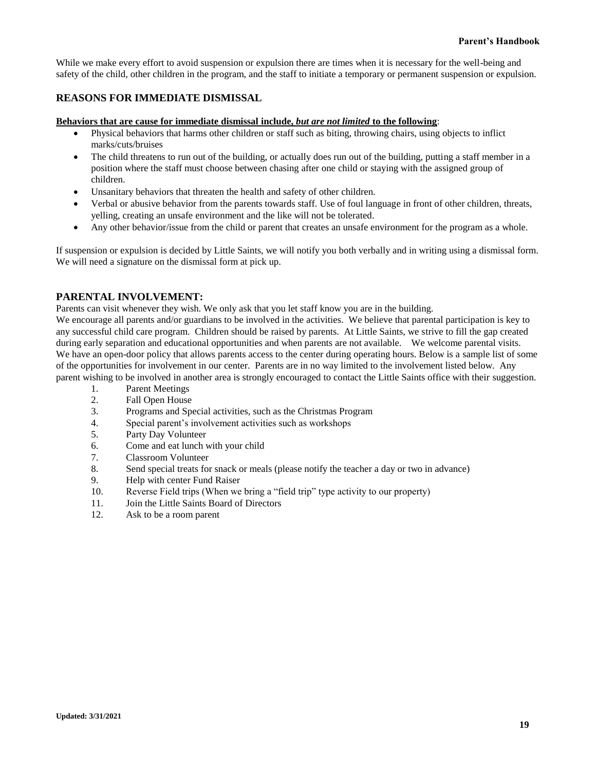While we make every effort to avoid suspension or expulsion there are times when it is necessary for the well-being and safety of the child, other children in the program, and the staff to initiate a temporary or permanent suspension or expulsion.

## REASONS FOR IMMEDIATE DISMISSAL

**Behaviors that are cause for immediate dismissal include, *but are not limited* to the following**:

- Physical behaviors that harms other children or staff such as biting, throwing chairs, using objects to inflict marks/cuts/bruises
- The child threatens to run out of the building, or actually does run out of the building, putting a staff member in a position where the staff must choose between chasing after one child or staying with the assigned group of children.
- Unsanitary behaviors that threaten the health and safety of other children.
- Verbal or abusive behavior from the parents towards staff. Use of foul language in front of other children, threats, yelling, creating an unsafe environment and the like will not be tolerated.
- Any other behavior/issue from the child or parent that creates an unsafe environment for the program as a whole.

If suspension or expulsion is decided by Little Saints, we will notify you both verbally and in writing using a dismissal form. We will need a signature on the dismissal form at pick up.

## PARENTAL INVOLVEMENT:

Parents can visit whenever they wish. We only ask that you let staff know you are in the building.

We encourage all parents and/or guardians to be involved in the activities. We believe that parental participation is key to any successful child care program. Children should be raised by parents. At Little Saints, we strive to fill the gap created during early separation and educational opportunities and when parents are not available. We welcome parental visits. We have an open-door policy that allows parents access to the center during operating hours. Below is a sample list of some of the opportunities for involvement in our center. Parents are in no way limited to the involvement listed below. Any parent wishing to be involved in another area is strongly encouraged to contact the Little Saints office with their suggestion.

1. Parent Meetings
2. Fall Open House
3. Programs and Special activities, such as the Christmas Program
4. Special parent's involvement activities such as workshops
5. Party Day Volunteer
6. Come and eat lunch with your child
7. Classroom Volunteer
8. Send special treats for snack or meals (please notify the teacher a day or two in advance)
9. Help with center Fund Raiser
10. Reverse Field trips (When we bring a "field trip" type activity to our property)
11. Join the Little Saints Board of Directors
12. Ask to be a room parent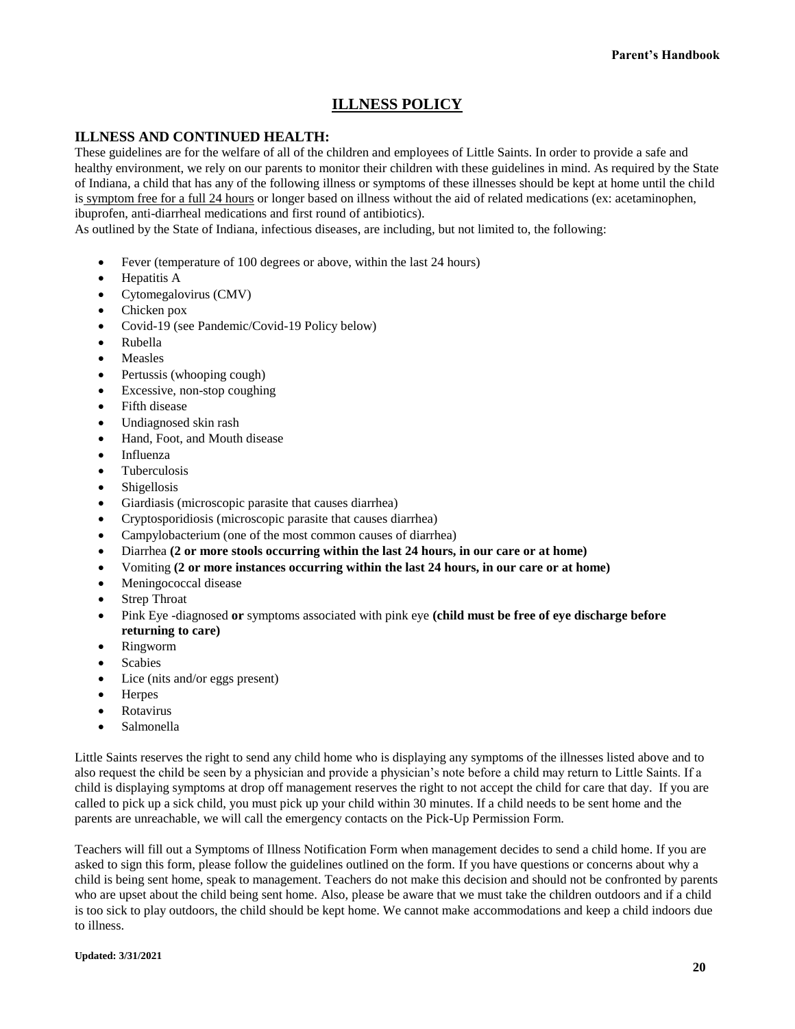# ILLNESS POLICY

## ILLNESS AND CONTINUED HEALTH:

These guidelines are for the welfare of all of the children and employees of Little Saints. In order to provide a safe and healthy environment, we rely on our parents to monitor their children with these guidelines in mind. As required by the State of Indiana, a child that has any of the following illness or symptoms of these illnesses should be kept at home until the child is symptom free for a full 24 hours or longer based on illness without the aid of related medications (ex: acetaminophen, ibuprofen, anti-diarrheal medications and first round of antibiotics).

As outlined by the State of Indiana, infectious diseases, are including, but not limited to, the following:

- Fever (temperature of 100 degrees or above, within the last 24 hours)
- Hepatitis A
- Cytomegalovirus (CMV)
- Chicken pox
- Covid-19 (see Pandemic/Covid-19 Policy below)
- Rubella
- Measles
- Pertussis (whooping cough)
- Excessive, non-stop coughing
- Fifth disease
- Undiagnosed skin rash
- Hand, Foot, and Mouth disease
- Influenza
- Tuberculosis
- Shigellosis
- Giardiasis (microscopic parasite that causes diarrhea)
- Cryptosporidiosis (microscopic parasite that causes diarrhea)
- Campylobacterium (one of the most common causes of diarrhea)
- Diarrhea **(2 or more stools occurring within the last 24 hours, in our care or at home)**
- Vomiting **(2 or more instances occurring within the last 24 hours, in our care or at home)**
- Meningococcal disease
- Strep Throat
- Pink Eye -diagnosed **or** symptoms associated with pink eye **(child must be free of eye discharge before returning to care)**
- Ringworm
- Scabies
- Lice (nits and/or eggs present)
- Herpes
- Rotavirus
- Salmonella

Little Saints reserves the right to send any child home who is displaying any symptoms of the illnesses listed above and to also request the child be seen by a physician and provide a physician's note before a child may return to Little Saints. If a child is displaying symptoms at drop off management reserves the right to not accept the child for care that day. If you are called to pick up a sick child, you must pick up your child within 30 minutes. If a child needs to be sent home and the parents are unreachable, we will call the emergency contacts on the Pick-Up Permission Form.

Teachers will fill out a Symptoms of Illness Notification Form when management decides to send a child home. If you are asked to sign this form, please follow the guidelines outlined on the form. If you have questions or concerns about why a child is being sent home, speak to management. Teachers do not make this decision and should not be confronted by parents who are upset about the child being sent home. Also, please be aware that we must take the children outdoors and if a child is too sick to play outdoors, the child should be kept home. We cannot make accommodations and keep a child indoors due to illness.

**Updated: 3/31/2021**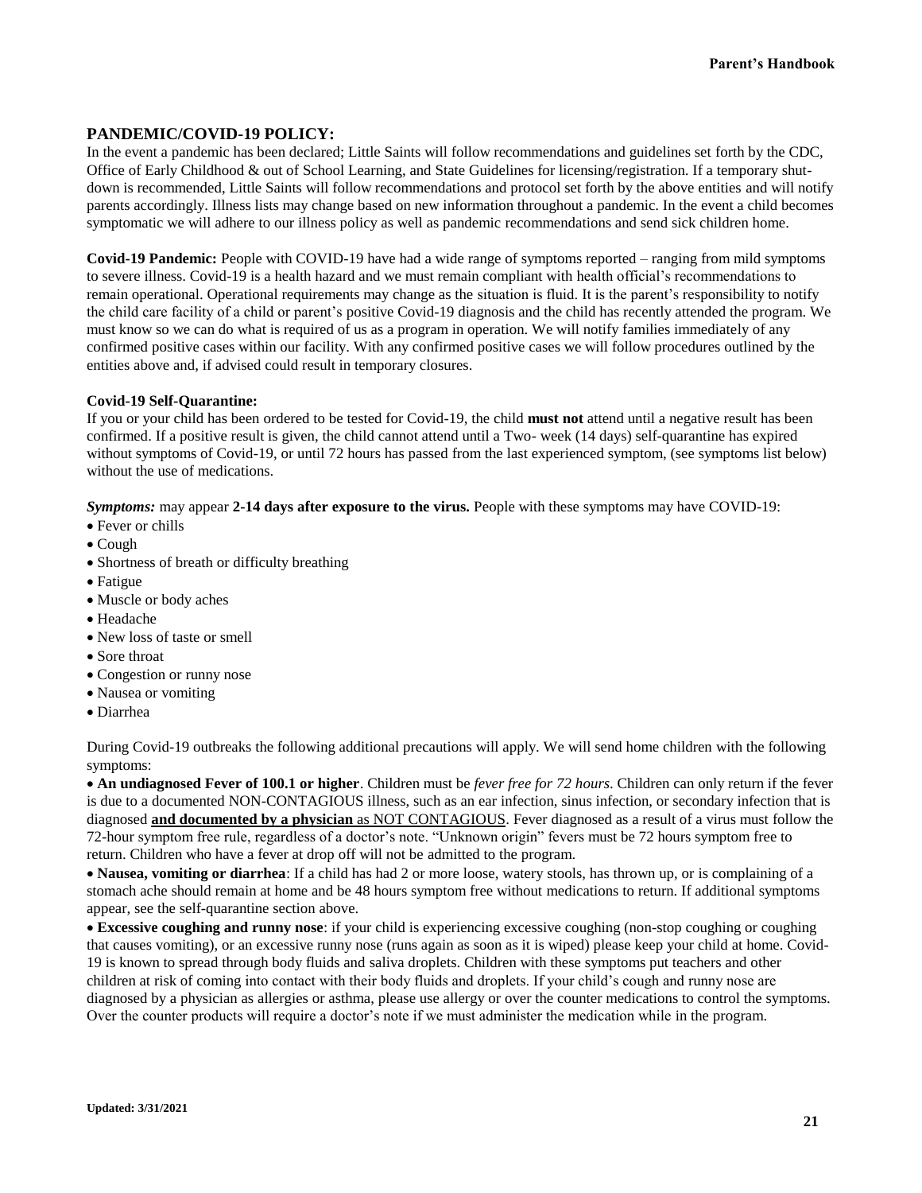## PANDEMIC/COVID-19 POLICY:

In the event a pandemic has been declared; Little Saints will follow recommendations and guidelines set forth by the CDC, Office of Early Childhood & out of School Learning, and State Guidelines for licensing/registration. If a temporary shut-down is recommended, Little Saints will follow recommendations and protocol set forth by the above entities and will notify parents accordingly. Illness lists may change based on new information throughout a pandemic. In the event a child becomes symptomatic we will adhere to our illness policy as well as pandemic recommendations and send sick children home.

**Covid-19 Pandemic:** People with COVID-19 have had a wide range of symptoms reported – ranging from mild symptoms to severe illness. Covid-19 is a health hazard and we must remain compliant with health official's recommendations to remain operational. Operational requirements may change as the situation is fluid. It is the parent's responsibility to notify the child care facility of a child or parent's positive Covid-19 diagnosis and the child has recently attended the program. We must know so we can do what is required of us as a program in operation. We will notify families immediately of any confirmed positive cases within our facility. With any confirmed positive cases we will follow procedures outlined by the entities above and, if advised could result in temporary closures.

**Covid-19 Self-Quarantine:**

If you or your child has been ordered to be tested for Covid-19, the child **must not** attend until a negative result has been confirmed. If a positive result is given, the child cannot attend until a Two- week (14 days) self-quarantine has expired without symptoms of Covid-19, or until 72 hours has passed from the last experienced symptom, (see symptoms list below) without the use of medications.

***Symptoms:*** may appear **2-14 days after exposure to the virus.** People with these symptoms may have COVID-19:

- Fever or chills
- Cough
- Shortness of breath or difficulty breathing
- Fatigue
- Muscle or body aches
- Headache
- New loss of taste or smell
- Sore throat
- Congestion or runny nose
- Nausea or vomiting
- Diarrhea

During Covid-19 outbreaks the following additional precautions will apply. We will send home children with the following symptoms:

- **An undiagnosed Fever of 100.1 or higher**. Children must be *fever free for 72 hours*. Children can only return if the fever is due to a documented NON-CONTAGIOUS illness, such as an ear infection, sinus infection, or secondary infection that is diagnosed **and documented by a physician** as NOT CONTAGIOUS. Fever diagnosed as a result of a virus must follow the 72-hour symptom free rule, regardless of a doctor's note. "Unknown origin" fevers must be 72 hours symptom free to return. Children who have a fever at drop off will not be admitted to the program.
- **Nausea, vomiting or diarrhea**: If a child has had 2 or more loose, watery stools, has thrown up, or is complaining of a stomach ache should remain at home and be 48 hours symptom free without medications to return. If additional symptoms appear, see the self-quarantine section above.
- **Excessive coughing and runny nose**: if your child is experiencing excessive coughing (non-stop coughing or coughing that causes vomiting), or an excessive runny nose (runs again as soon as it is wiped) please keep your child at home. Covid-19 is known to spread through body fluids and saliva droplets. Children with these symptoms put teachers and other children at risk of coming into contact with their body fluids and droplets. If your child's cough and runny nose are diagnosed by a physician as allergies or asthma, please use allergy or over the counter medications to control the symptoms. Over the counter products will require a doctor's note if we must administer the medication while in the program.

**Updated: 3/31/2021**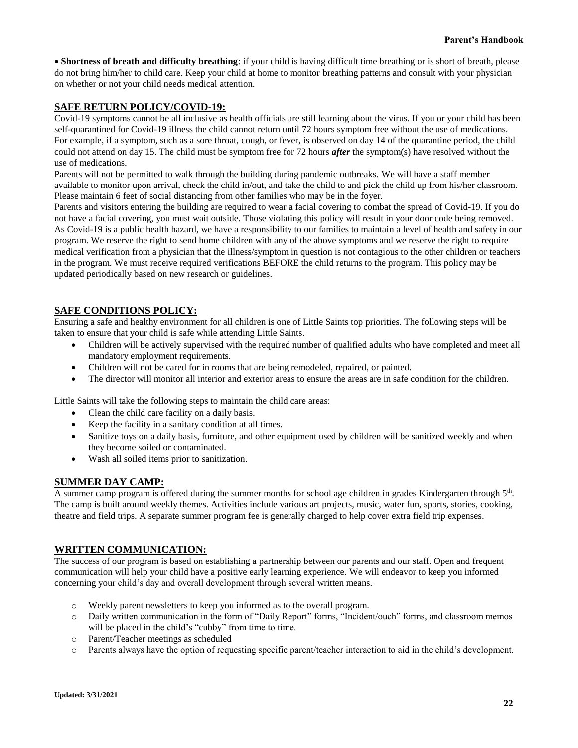- **Shortness of breath and difficulty breathing**: if your child is having difficult time breathing or is short of breath, please do not bring him/her to child care. Keep your child at home to monitor breathing patterns and consult with your physician on whether or not your child needs medical attention.

## SAFE RETURN POLICY/COVID-19:

Covid-19 symptoms cannot be all inclusive as health officials are still learning about the virus. If you or your child has been self-quarantined for Covid-19 illness the child cannot return until 72 hours symptom free without the use of medications. For example, if a symptom, such as a sore throat, cough, or fever, is observed on day 14 of the quarantine period, the child could not attend on day 15. The child must be symptom free for 72 hours ***after*** the symptom(s) have resolved without the use of medications.

Parents will not be permitted to walk through the building during pandemic outbreaks. We will have a staff member available to monitor upon arrival, check the child in/out, and take the child to and pick the child up from his/her classroom. Please maintain 6 feet of social distancing from other families who may be in the foyer.

Parents and visitors entering the building are required to wear a facial covering to combat the spread of Covid-19. If you do not have a facial covering, you must wait outside. Those violating this policy will result in your door code being removed. As Covid-19 is a public health hazard, we have a responsibility to our families to maintain a level of health and safety in our program. We reserve the right to send home children with any of the above symptoms and we reserve the right to require medical verification from a physician that the illness/symptom in question is not contagious to the other children or teachers in the program. We must receive required verifications BEFORE the child returns to the program. This policy may be updated periodically based on new research or guidelines.

## SAFE CONDITIONS POLICY:

Ensuring a safe and healthy environment for all children is one of Little Saints top priorities. The following steps will be taken to ensure that your child is safe while attending Little Saints.

- Children will be actively supervised with the required number of qualified adults who have completed and meet all mandatory employment requirements.
- Children will not be cared for in rooms that are being remodeled, repaired, or painted.
- The director will monitor all interior and exterior areas to ensure the areas are in safe condition for the children.

Little Saints will take the following steps to maintain the child care areas:

- Clean the child care facility on a daily basis.
- Keep the facility in a sanitary condition at all times.
- Sanitize toys on a daily basis, furniture, and other equipment used by children will be sanitized weekly and when they become soiled or contaminated.
- Wash all soiled items prior to sanitization.

## SUMMER DAY CAMP:

A summer camp program is offered during the summer months for school age children in grades Kindergarten through 5th. The camp is built around weekly themes. Activities include various art projects, music, water fun, sports, stories, cooking, theatre and field trips. A separate summer program fee is generally charged to help cover extra field trip expenses.

## WRITTEN COMMUNICATION:

The success of our program is based on establishing a partnership between our parents and our staff. Open and frequent communication will help your child have a positive early learning experience. We will endeavor to keep you informed concerning your child's day and overall development through several written means.

- Weekly parent newsletters to keep you informed as to the overall program.
- Daily written communication in the form of "Daily Report" forms, "Incident/ouch" forms, and classroom memos will be placed in the child's "cubby" from time to time.
- Parent/Teacher meetings as scheduled
- Parents always have the option of requesting specific parent/teacher interaction to aid in the child's development.

**Updated: 3/31/2021**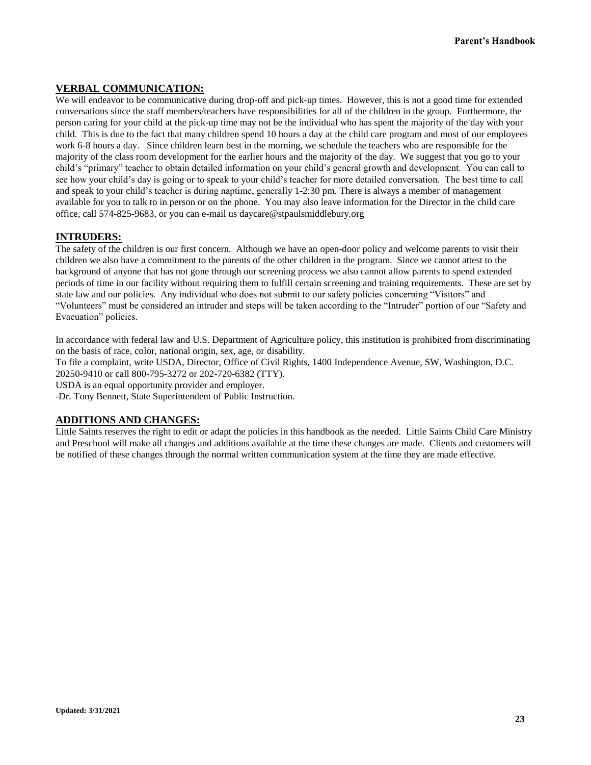## VERBAL COMMUNICATION:

We will endeavor to be communicative during drop-off and pick-up times. However, this is not a good time for extended conversations since the staff members/teachers have responsibilities for all of the children in the group. Furthermore, the person caring for your child at the pick-up time may not be the individual who has spent the majority of the day with your child. This is due to the fact that many children spend 10 hours a day at the child care program and most of our employees work 6-8 hours a day. Since children learn best in the morning, we schedule the teachers who are responsible for the majority of the class room development for the earlier hours and the majority of the day. We suggest that you go to your child's "primary" teacher to obtain detailed information on your child's general growth and development. You can call to see how your child's day is going or to speak to your child's teacher for more detailed conversation. The best time to call and speak to your child's teacher is during naptime, generally 1-2:30 pm. There is always a member of management available for you to talk to in person or on the phone. You may also leave information for the Director in the child care office, call 574-825-9683, or you can e-mail us daycare@stpaulsmiddlebury.org

## INTRUDERS:

The safety of the children is our first concern. Although we have an open-door policy and welcome parents to visit their children we also have a commitment to the parents of the other children in the program. Since we cannot attest to the background of anyone that has not gone through our screening process we also cannot allow parents to spend extended periods of time in our facility without requiring them to fulfill certain screening and training requirements. These are set by state law and our policies. Any individual who does not submit to our safety policies concerning "Visitors" and "Volunteers" must be considered an intruder and steps will be taken according to the "Intruder" portion of our "Safety and Evacuation" policies.

In accordance with federal law and U.S. Department of Agriculture policy, this institution is prohibited from discriminating on the basis of race, color, national origin, sex, age, or disability.
To file a complaint, write USDA, Director, Office of Civil Rights, 1400 Independence Avenue, SW, Washington, D.C. 20250-9410 or call 800-795-3272 or 202-720-6382 (TTY).
USDA is an equal opportunity provider and employer.
-Dr. Tony Bennett, State Superintendent of Public Instruction.

## ADDITIONS AND CHANGES:

Little Saints reserves the right to edit or adapt the policies in this handbook as the needed. Little Saints Child Care Ministry and Preschool will make all changes and additions available at the time these changes are made. Clients and customers will be notified of these changes through the normal written communication system at the time they are made effective.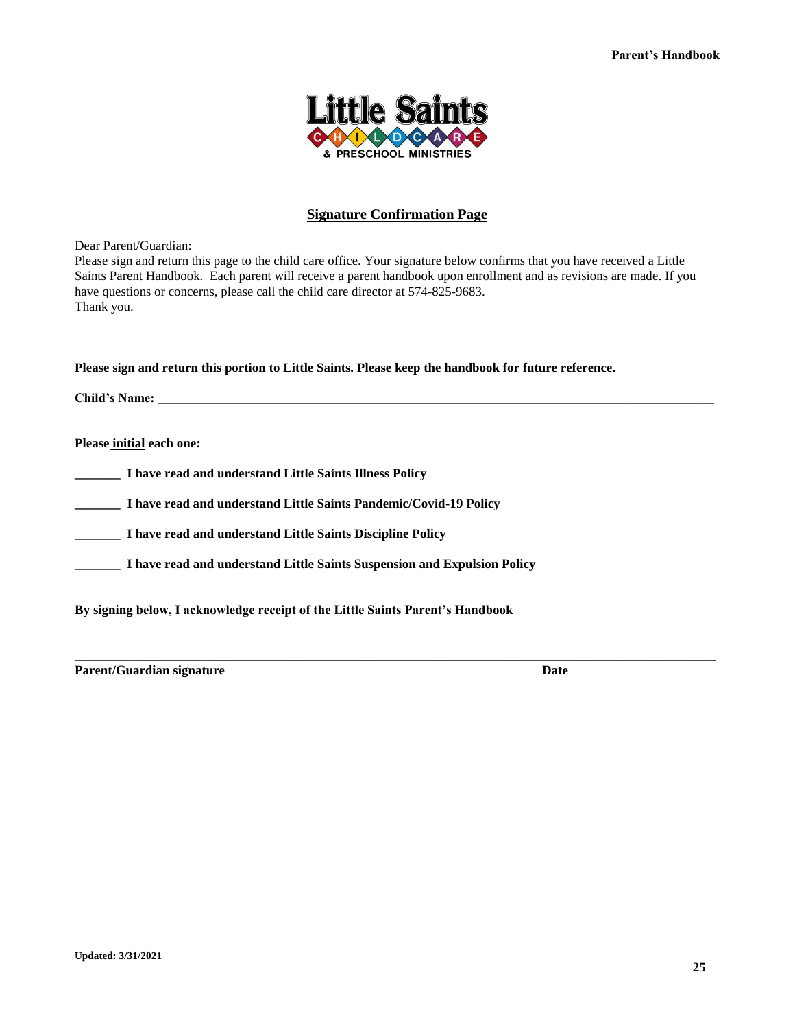Little Saints CHILDCARE & PRESCHOOL MINISTRIES

## Signature Confirmation Page

Dear Parent/Guardian:
Please sign and return this page to the child care office. Your signature below confirms that you have received a Little Saints Parent Handbook. Each parent will receive a parent handbook upon enrollment and as revisions are made. If you have questions or concerns, please call the child care director at 574-825-9683.
Thank you.

**Please sign and return this portion to Little Saints. Please keep the handbook for future reference.**

**Child's Name: ______________________________________________________________________**

**Please initial each one:**

**_______ I have read and understand Little Saints Illness Policy**

**_______ I have read and understand Little Saints Pandemic/Covid-19 Policy**

**_______ I have read and understand Little Saints Discipline Policy**

**_______ I have read and understand Little Saints Suspension and Expulsion Policy**

**By signing below, I acknowledge receipt of the Little Saints Parent's Handbook**

______________________________________________________________________________________

**Parent/Guardian signature** **Date**

**Updated: 3/31/2021**